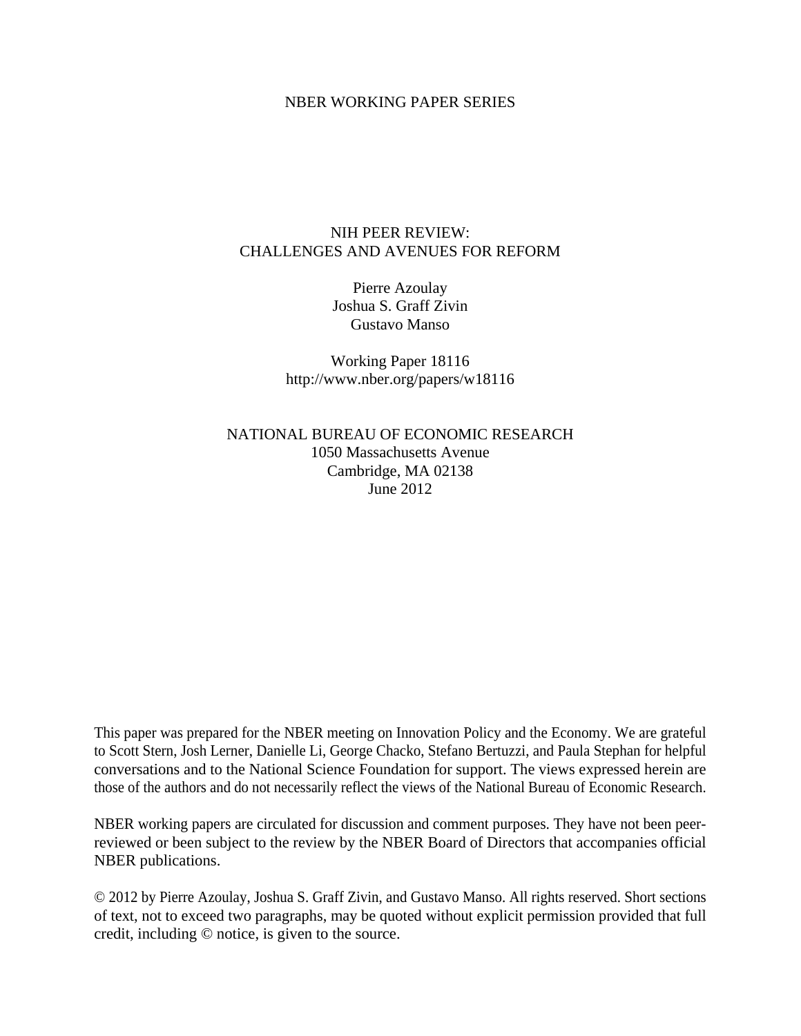NBER WORKING PAPER SERIES

# NIH PEER REVIEW:
# CHALLENGES AND AVENUES FOR REFORM

Pierre Azoulay
Joshua S. Graff Zivin
Gustavo Manso

Working Paper 18116
http://www.nber.org/papers/w18116

NATIONAL BUREAU OF ECONOMIC RESEARCH
1050 Massachusetts Avenue
Cambridge, MA 02138
June 2012

This paper was prepared for the NBER meeting on Innovation Policy and the Economy. We are grateful to Scott Stern, Josh Lerner, Danielle Li, George Chacko, Stefano Bertuzzi, and Paula Stephan for helpful conversations and to the National Science Foundation for support. The views expressed herein are those of the authors and do not necessarily reflect the views of the National Bureau of Economic Research.

NBER working papers are circulated for discussion and comment purposes. They have not been peer-reviewed or been subject to the review by the NBER Board of Directors that accompanies official NBER publications.

© 2012 by Pierre Azoulay, Joshua S. Graff Zivin, and Gustavo Manso. All rights reserved. Short sections of text, not to exceed two paragraphs, may be quoted without explicit permission provided that full credit, including © notice, is given to the source.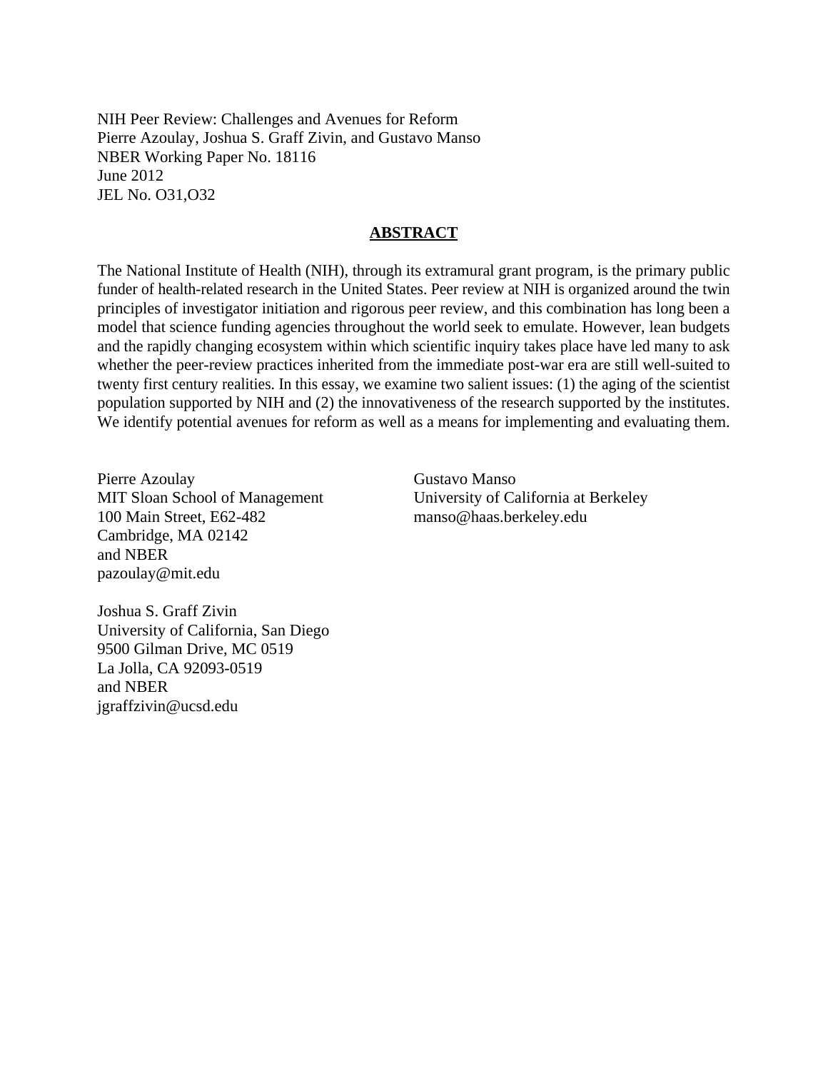NIH Peer Review: Challenges and Avenues for Reform
Pierre Azoulay, Joshua S. Graff Zivin, and Gustavo Manso
NBER Working Paper No. 18116
June 2012
JEL No. O31,O32

## ABSTRACT

The National Institute of Health (NIH), through its extramural grant program, is the primary public funder of health-related research in the United States. Peer review at NIH is organized around the twin principles of investigator initiation and rigorous peer review, and this combination has long been a model that science funding agencies throughout the world seek to emulate. However, lean budgets and the rapidly changing ecosystem within which scientific inquiry takes place have led many to ask whether the peer-review practices inherited from the immediate post-war era are still well-suited to twenty first century realities. In this essay, we examine two salient issues: (1) the aging of the scientist population supported by NIH and (2) the innovativeness of the research supported by the institutes. We identify potential avenues for reform as well as a means for implementing and evaluating them.

Pierre Azoulay
MIT Sloan School of Management
100 Main Street, E62-482
Cambridge, MA 02142
and NBER
pazoulay@mit.edu

Joshua S. Graff Zivin
University of California, San Diego
9500 Gilman Drive, MC 0519
La Jolla, CA 92093-0519
and NBER
jgraffzivin@ucsd.edu

Gustavo Manso
University of California at Berkeley
manso@haas.berkeley.edu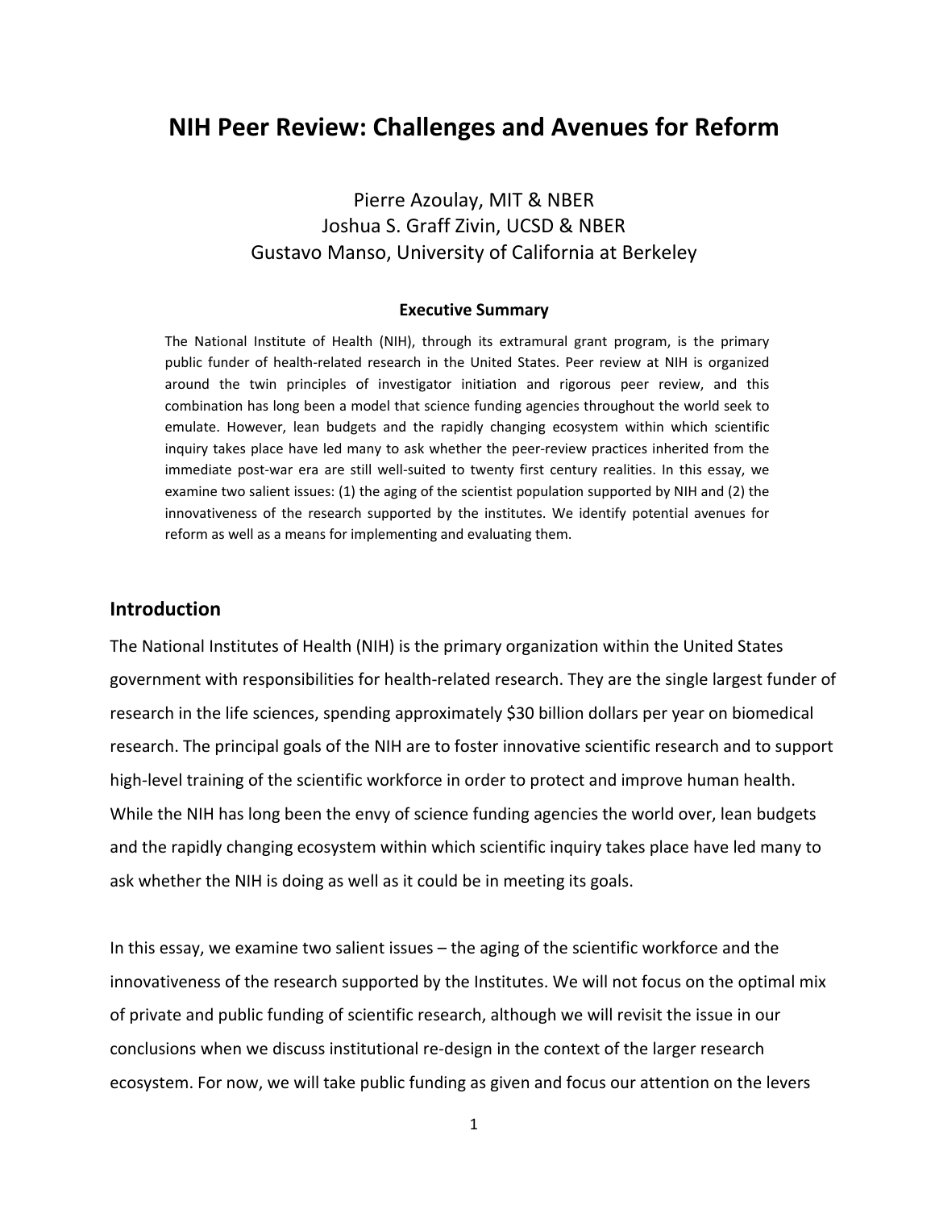# NIH Peer Review: Challenges and Avenues for Reform

Pierre Azoulay, MIT & NBER
Joshua S. Graff Zivin, UCSD & NBER
Gustavo Manso, University of California at Berkeley

**Executive Summary**

The National Institute of Health (NIH), through its extramural grant program, is the primary public funder of health-related research in the United States. Peer review at NIH is organized around the twin principles of investigator initiation and rigorous peer review, and this combination has long been a model that science funding agencies throughout the world seek to emulate. However, lean budgets and the rapidly changing ecosystem within which scientific inquiry takes place have led many to ask whether the peer-review practices inherited from the immediate post-war era are still well-suited to twenty first century realities. In this essay, we examine two salient issues: (1) the aging of the scientist population supported by NIH and (2) the innovativeness of the research supported by the institutes. We identify potential avenues for reform as well as a means for implementing and evaluating them.

## Introduction

The National Institutes of Health (NIH) is the primary organization within the United States government with responsibilities for health-related research. They are the single largest funder of research in the life sciences, spending approximately $30 billion dollars per year on biomedical research. The principal goals of the NIH are to foster innovative scientific research and to support high-level training of the scientific workforce in order to protect and improve human health. While the NIH has long been the envy of science funding agencies the world over, lean budgets and the rapidly changing ecosystem within which scientific inquiry takes place have led many to ask whether the NIH is doing as well as it could be in meeting its goals.

In this essay, we examine two salient issues – the aging of the scientific workforce and the innovativeness of the research supported by the Institutes. We will not focus on the optimal mix of private and public funding of scientific research, although we will revisit the issue in our conclusions when we discuss institutional re-design in the context of the larger research ecosystem. For now, we will take public funding as given and focus our attention on the levers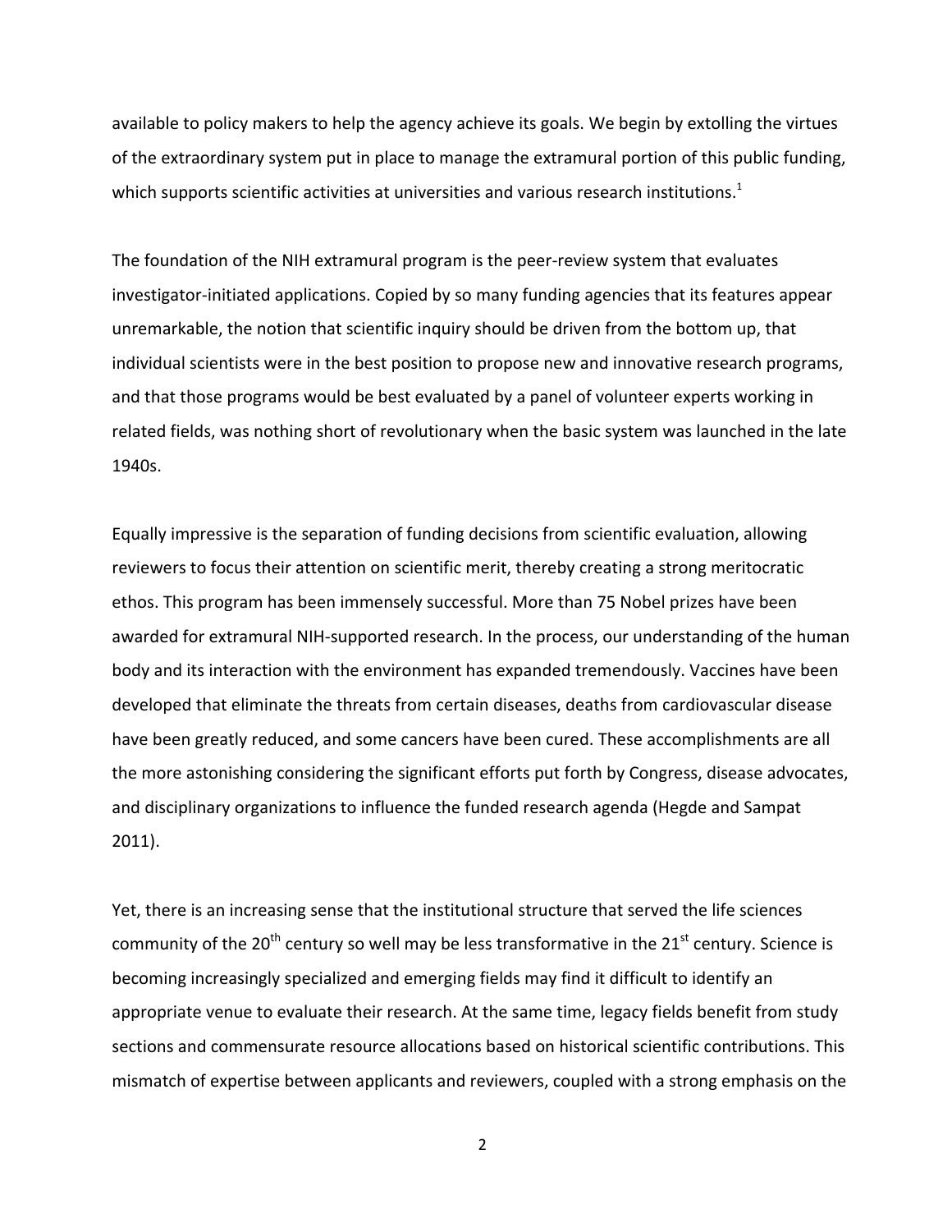available to policy makers to help the agency achieve its goals. We begin by extolling the virtues of the extraordinary system put in place to manage the extramural portion of this public funding, which supports scientific activities at universities and various research institutions.[1]

The foundation of the NIH extramural program is the peer-review system that evaluates investigator-initiated applications. Copied by so many funding agencies that its features appear unremarkable, the notion that scientific inquiry should be driven from the bottom up, that individual scientists were in the best position to propose new and innovative research programs, and that those programs would be best evaluated by a panel of volunteer experts working in related fields, was nothing short of revolutionary when the basic system was launched in the late 1940s.

Equally impressive is the separation of funding decisions from scientific evaluation, allowing reviewers to focus their attention on scientific merit, thereby creating a strong meritocratic ethos. This program has been immensely successful. More than 75 Nobel prizes have been awarded for extramural NIH-supported research. In the process, our understanding of the human body and its interaction with the environment has expanded tremendously. Vaccines have been developed that eliminate the threats from certain diseases, deaths from cardiovascular disease have been greatly reduced, and some cancers have been cured. These accomplishments are all the more astonishing considering the significant efforts put forth by Congress, disease advocates, and disciplinary organizations to influence the funded research agenda (Hegde and Sampat 2011).

Yet, there is an increasing sense that the institutional structure that served the life sciences community of the 20th century so well may be less transformative in the 21st century. Science is becoming increasingly specialized and emerging fields may find it difficult to identify an appropriate venue to evaluate their research. At the same time, legacy fields benefit from study sections and commensurate resource allocations based on historical scientific contributions. This mismatch of expertise between applicants and reviewers, coupled with a strong emphasis on the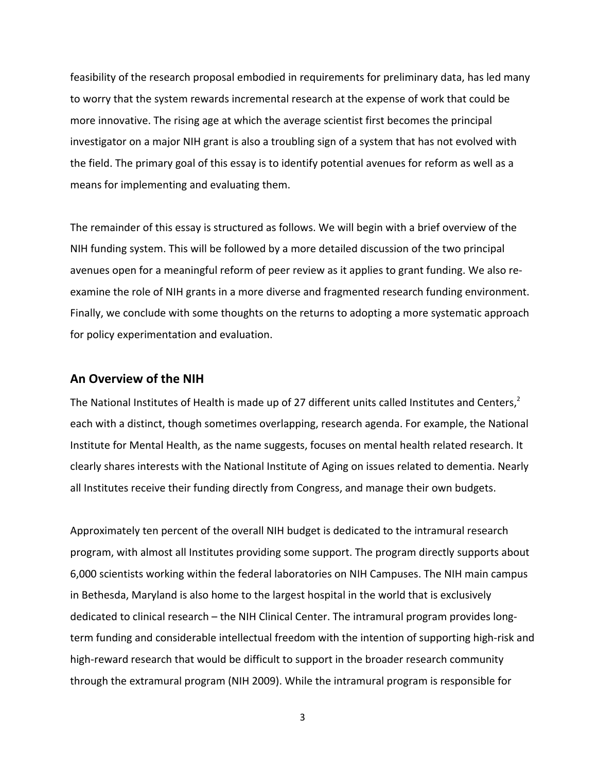feasibility of the research proposal embodied in requirements for preliminary data, has led many to worry that the system rewards incremental research at the expense of work that could be more innovative. The rising age at which the average scientist first becomes the principal investigator on a major NIH grant is also a troubling sign of a system that has not evolved with the field. The primary goal of this essay is to identify potential avenues for reform as well as a means for implementing and evaluating them.

The remainder of this essay is structured as follows. We will begin with a brief overview of the NIH funding system. This will be followed by a more detailed discussion of the two principal avenues open for a meaningful reform of peer review as it applies to grant funding. We also re-examine the role of NIH grants in a more diverse and fragmented research funding environment. Finally, we conclude with some thoughts on the returns to adopting a more systematic approach for policy experimentation and evaluation.

## An Overview of the NIH

The National Institutes of Health is made up of 27 different units called Institutes and Centers,[2] each with a distinct, though sometimes overlapping, research agenda. For example, the National Institute for Mental Health, as the name suggests, focuses on mental health related research. It clearly shares interests with the National Institute of Aging on issues related to dementia. Nearly all Institutes receive their funding directly from Congress, and manage their own budgets.

Approximately ten percent of the overall NIH budget is dedicated to the intramural research program, with almost all Institutes providing some support. The program directly supports about 6,000 scientists working within the federal laboratories on NIH Campuses. The NIH main campus in Bethesda, Maryland is also home to the largest hospital in the world that is exclusively dedicated to clinical research – the NIH Clinical Center. The intramural program provides long-term funding and considerable intellectual freedom with the intention of supporting high-risk and high-reward research that would be difficult to support in the broader research community through the extramural program (NIH 2009). While the intramural program is responsible for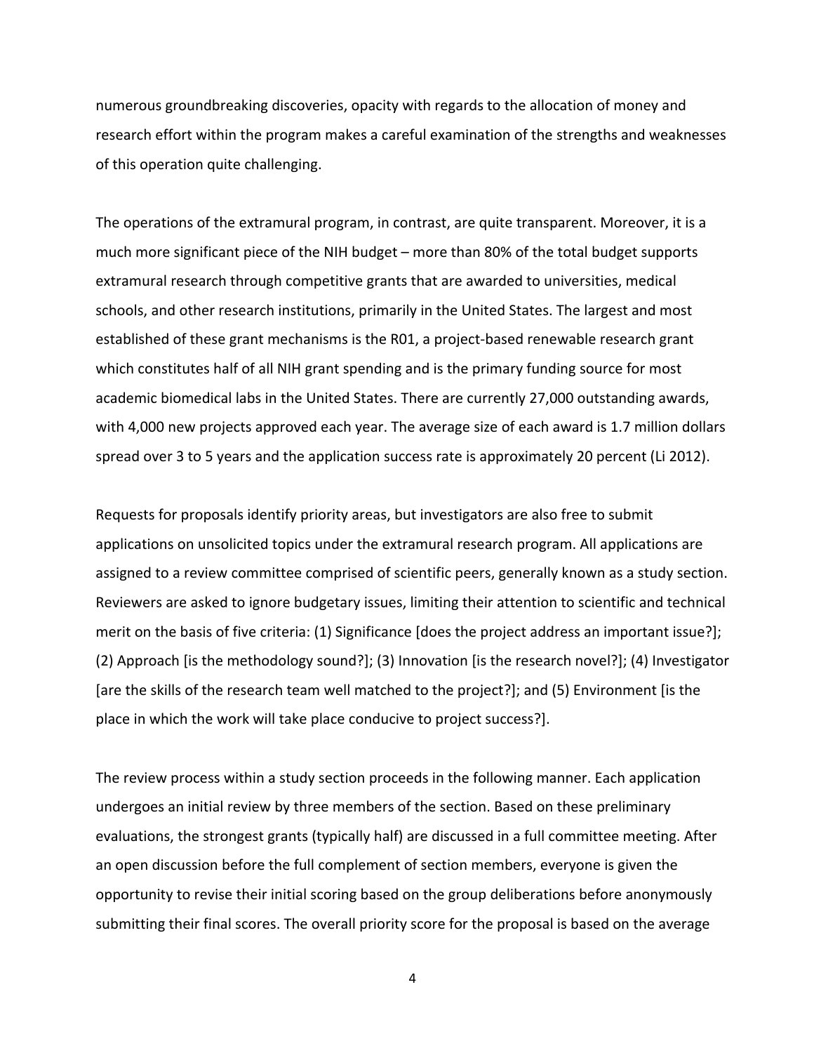numerous groundbreaking discoveries, opacity with regards to the allocation of money and research effort within the program makes a careful examination of the strengths and weaknesses of this operation quite challenging.

The operations of the extramural program, in contrast, are quite transparent. Moreover, it is a much more significant piece of the NIH budget – more than 80% of the total budget supports extramural research through competitive grants that are awarded to universities, medical schools, and other research institutions, primarily in the United States. The largest and most established of these grant mechanisms is the R01, a project-based renewable research grant which constitutes half of all NIH grant spending and is the primary funding source for most academic biomedical labs in the United States. There are currently 27,000 outstanding awards, with 4,000 new projects approved each year. The average size of each award is 1.7 million dollars spread over 3 to 5 years and the application success rate is approximately 20 percent (Li 2012).

Requests for proposals identify priority areas, but investigators are also free to submit applications on unsolicited topics under the extramural research program. All applications are assigned to a review committee comprised of scientific peers, generally known as a study section. Reviewers are asked to ignore budgetary issues, limiting their attention to scientific and technical merit on the basis of five criteria: (1) Significance [does the project address an important issue?]; (2) Approach [is the methodology sound?]; (3) Innovation [is the research novel?]; (4) Investigator [are the skills of the research team well matched to the project?]; and (5) Environment [is the place in which the work will take place conducive to project success?].

The review process within a study section proceeds in the following manner. Each application undergoes an initial review by three members of the section. Based on these preliminary evaluations, the strongest grants (typically half) are discussed in a full committee meeting. After an open discussion before the full complement of section members, everyone is given the opportunity to revise their initial scoring based on the group deliberations before anonymously submitting their final scores. The overall priority score for the proposal is based on the average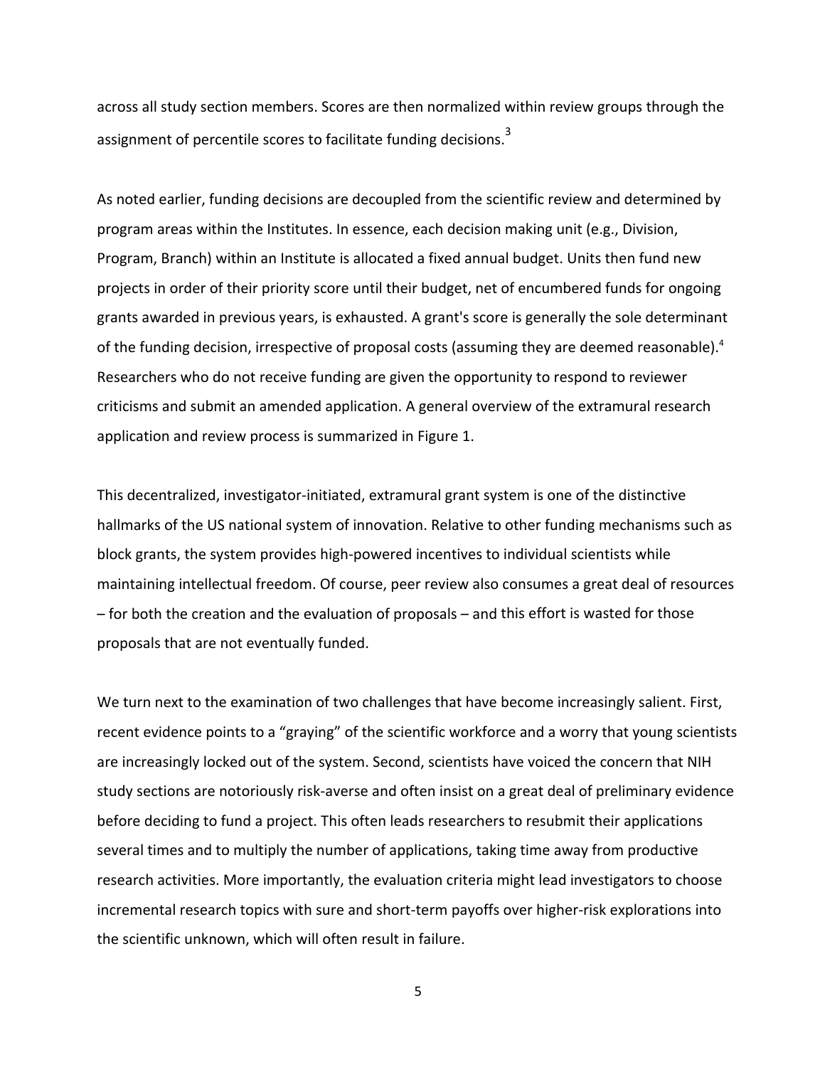across all study section members. Scores are then normalized within review groups through the assignment of percentile scores to facilitate funding decisions.[3]

As noted earlier, funding decisions are decoupled from the scientific review and determined by program areas within the Institutes. In essence, each decision making unit (e.g., Division, Program, Branch) within an Institute is allocated a fixed annual budget. Units then fund new projects in order of their priority score until their budget, net of encumbered funds for ongoing grants awarded in previous years, is exhausted. A grant's score is generally the sole determinant of the funding decision, irrespective of proposal costs (assuming they are deemed reasonable).[4] Researchers who do not receive funding are given the opportunity to respond to reviewer criticisms and submit an amended application. A general overview of the extramural research application and review process is summarized in Figure 1.

This decentralized, investigator-initiated, extramural grant system is one of the distinctive hallmarks of the US national system of innovation. Relative to other funding mechanisms such as block grants, the system provides high-powered incentives to individual scientists while maintaining intellectual freedom. Of course, peer review also consumes a great deal of resources – for both the creation and the evaluation of proposals – and this effort is wasted for those proposals that are not eventually funded.

We turn next to the examination of two challenges that have become increasingly salient. First, recent evidence points to a "graying" of the scientific workforce and a worry that young scientists are increasingly locked out of the system. Second, scientists have voiced the concern that NIH study sections are notoriously risk-averse and often insist on a great deal of preliminary evidence before deciding to fund a project. This often leads researchers to resubmit their applications several times and to multiply the number of applications, taking time away from productive research activities. More importantly, the evaluation criteria might lead investigators to choose incremental research topics with sure and short-term payoffs over higher-risk explorations into the scientific unknown, which will often result in failure.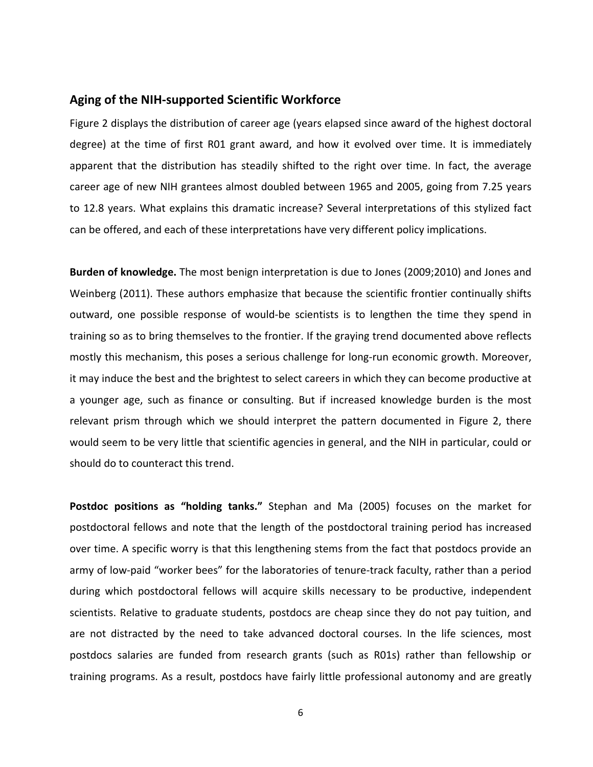## Aging of the NIH-supported Scientific Workforce

Figure 2 displays the distribution of career age (years elapsed since award of the highest doctoral degree) at the time of first R01 grant award, and how it evolved over time. It is immediately apparent that the distribution has steadily shifted to the right over time. In fact, the average career age of new NIH grantees almost doubled between 1965 and 2005, going from 7.25 years to 12.8 years. What explains this dramatic increase? Several interpretations of this stylized fact can be offered, and each of these interpretations have very different policy implications.

**Burden of knowledge.** The most benign interpretation is due to Jones (2009;2010) and Jones and Weinberg (2011). These authors emphasize that because the scientific frontier continually shifts outward, one possible response of would-be scientists is to lengthen the time they spend in training so as to bring themselves to the frontier. If the graying trend documented above reflects mostly this mechanism, this poses a serious challenge for long-run economic growth. Moreover, it may induce the best and the brightest to select careers in which they can become productive at a younger age, such as finance or consulting. But if increased knowledge burden is the most relevant prism through which we should interpret the pattern documented in Figure 2, there would seem to be very little that scientific agencies in general, and the NIH in particular, could or should do to counteract this trend.

**Postdoc positions as "holding tanks."** Stephan and Ma (2005) focuses on the market for postdoctoral fellows and note that the length of the postdoctoral training period has increased over time. A specific worry is that this lengthening stems from the fact that postdocs provide an army of low-paid "worker bees" for the laboratories of tenure-track faculty, rather than a period during which postdoctoral fellows will acquire skills necessary to be productive, independent scientists. Relative to graduate students, postdocs are cheap since they do not pay tuition, and are not distracted by the need to take advanced doctoral courses. In the life sciences, most postdocs salaries are funded from research grants (such as R01s) rather than fellowship or training programs. As a result, postdocs have fairly little professional autonomy and are greatly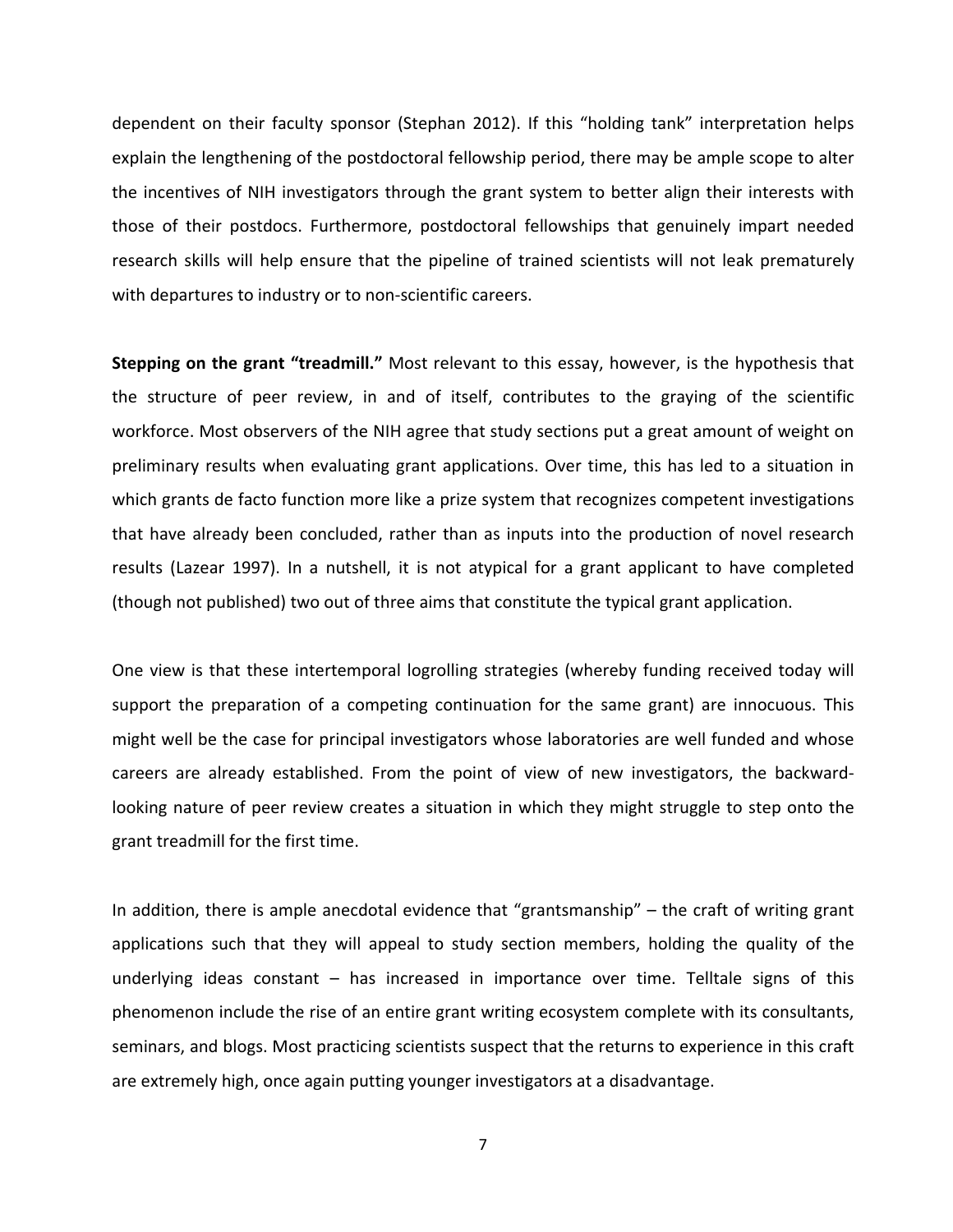dependent on their faculty sponsor (Stephan 2012). If this "holding tank" interpretation helps explain the lengthening of the postdoctoral fellowship period, there may be ample scope to alter the incentives of NIH investigators through the grant system to better align their interests with those of their postdocs. Furthermore, postdoctoral fellowships that genuinely impart needed research skills will help ensure that the pipeline of trained scientists will not leak prematurely with departures to industry or to non-scientific careers.

**Stepping on the grant "treadmill."** Most relevant to this essay, however, is the hypothesis that the structure of peer review, in and of itself, contributes to the graying of the scientific workforce. Most observers of the NIH agree that study sections put a great amount of weight on preliminary results when evaluating grant applications. Over time, this has led to a situation in which grants de facto function more like a prize system that recognizes competent investigations that have already been concluded, rather than as inputs into the production of novel research results (Lazear 1997). In a nutshell, it is not atypical for a grant applicant to have completed (though not published) two out of three aims that constitute the typical grant application.

One view is that these intertemporal logrolling strategies (whereby funding received today will support the preparation of a competing continuation for the same grant) are innocuous. This might well be the case for principal investigators whose laboratories are well funded and whose careers are already established. From the point of view of new investigators, the backward-looking nature of peer review creates a situation in which they might struggle to step onto the grant treadmill for the first time.

In addition, there is ample anecdotal evidence that "grantsmanship" – the craft of writing grant applications such that they will appeal to study section members, holding the quality of the underlying ideas constant – has increased in importance over time. Telltale signs of this phenomenon include the rise of an entire grant writing ecosystem complete with its consultants, seminars, and blogs. Most practicing scientists suspect that the returns to experience in this craft are extremely high, once again putting younger investigators at a disadvantage.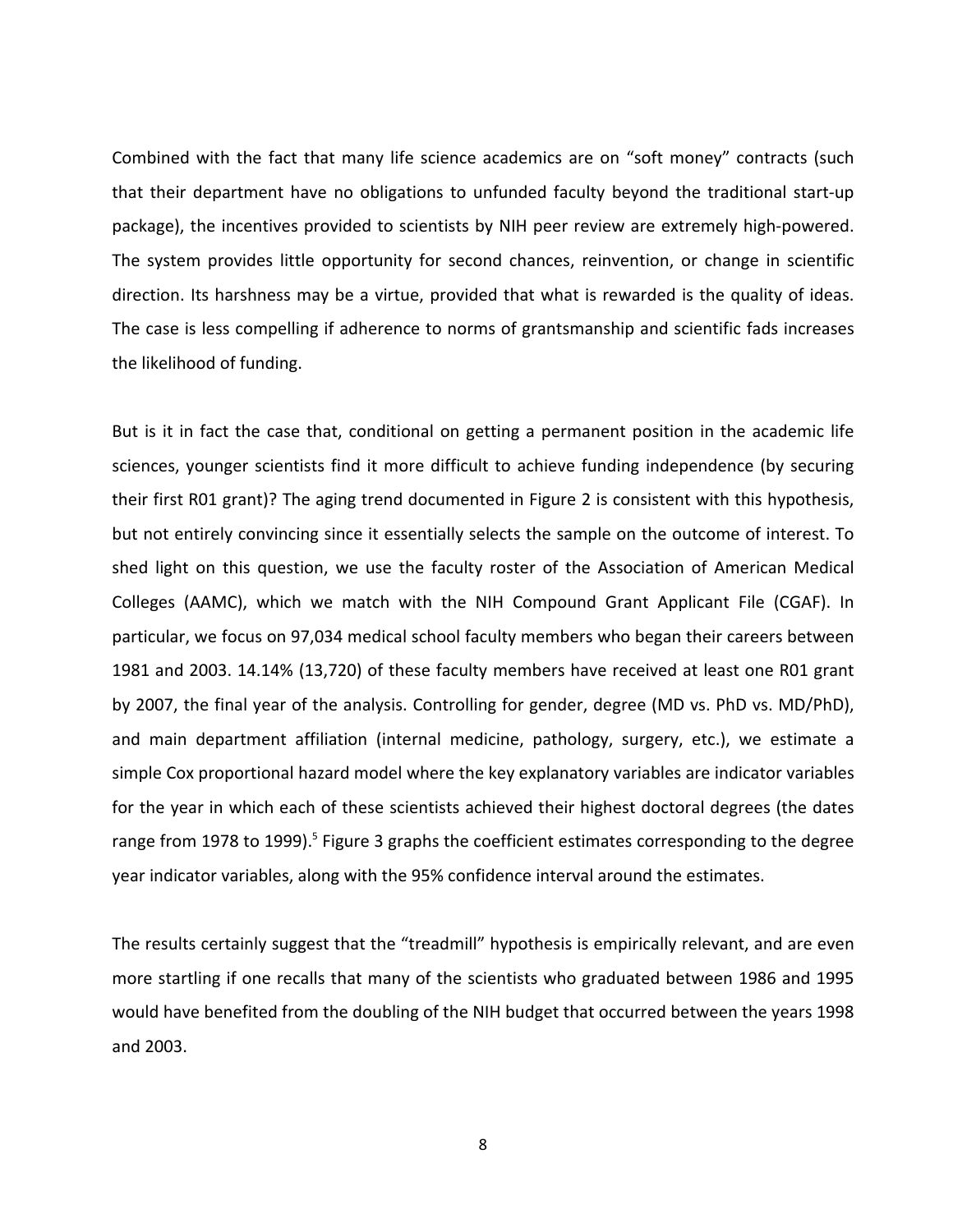Combined with the fact that many life science academics are on "soft money" contracts (such that their department have no obligations to unfunded faculty beyond the traditional start-up package), the incentives provided to scientists by NIH peer review are extremely high-powered. The system provides little opportunity for second chances, reinvention, or change in scientific direction. Its harshness may be a virtue, provided that what is rewarded is the quality of ideas. The case is less compelling if adherence to norms of grantsmanship and scientific fads increases the likelihood of funding.

But is it in fact the case that, conditional on getting a permanent position in the academic life sciences, younger scientists find it more difficult to achieve funding independence (by securing their first R01 grant)? The aging trend documented in Figure 2 is consistent with this hypothesis, but not entirely convincing since it essentially selects the sample on the outcome of interest. To shed light on this question, we use the faculty roster of the Association of American Medical Colleges (AAMC), which we match with the NIH Compound Grant Applicant File (CGAF). In particular, we focus on 97,034 medical school faculty members who began their careers between 1981 and 2003. 14.14% (13,720) of these faculty members have received at least one R01 grant by 2007, the final year of the analysis. Controlling for gender, degree (MD vs. PhD vs. MD/PhD), and main department affiliation (internal medicine, pathology, surgery, etc.), we estimate a simple Cox proportional hazard model where the key explanatory variables are indicator variables for the year in which each of these scientists achieved their highest doctoral degrees (the dates range from 1978 to 1999).[5] Figure 3 graphs the coefficient estimates corresponding to the degree year indicator variables, along with the 95% confidence interval around the estimates.

The results certainly suggest that the "treadmill" hypothesis is empirically relevant, and are even more startling if one recalls that many of the scientists who graduated between 1986 and 1995 would have benefited from the doubling of the NIH budget that occurred between the years 1998 and 2003.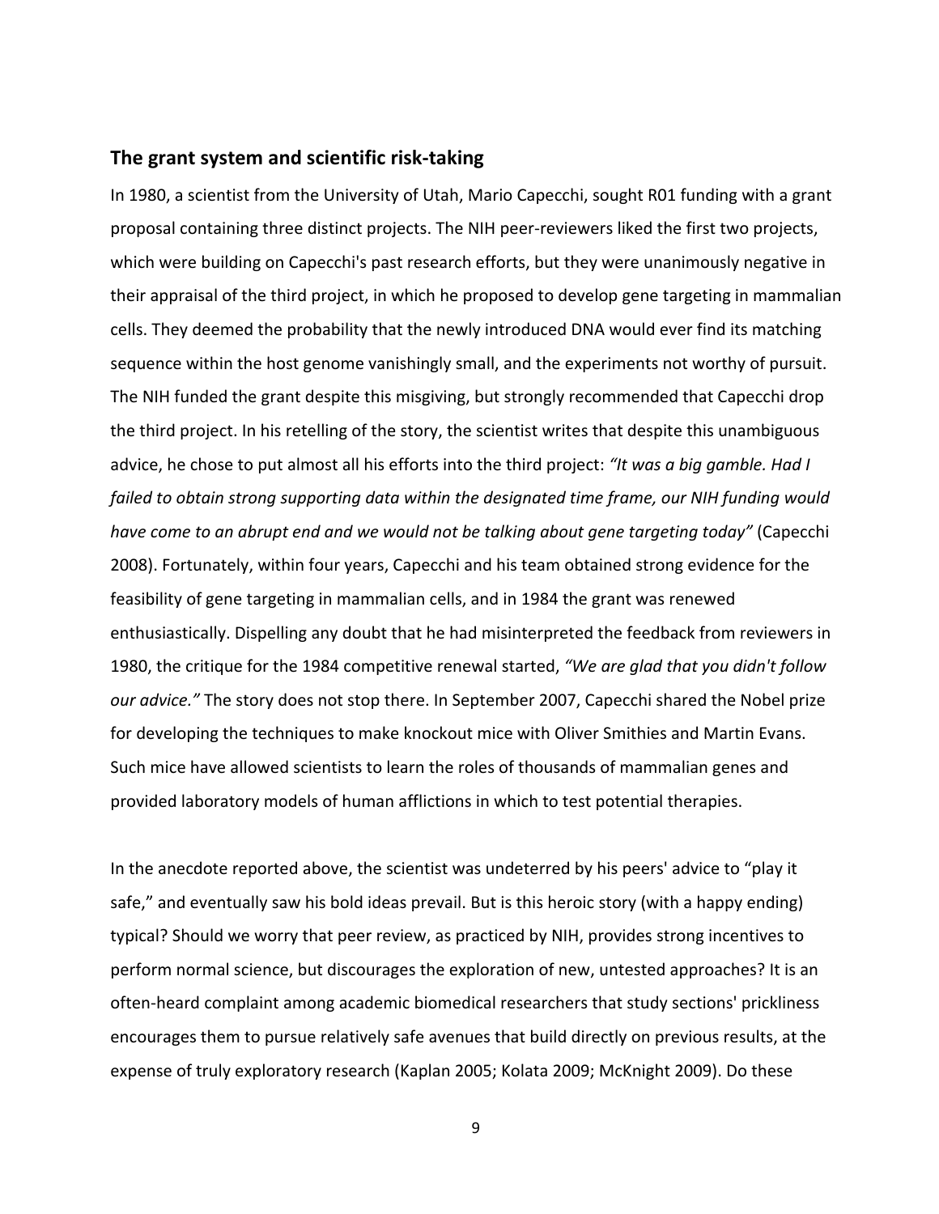## The grant system and scientific risk-taking

In 1980, a scientist from the University of Utah, Mario Capecchi, sought R01 funding with a grant proposal containing three distinct projects. The NIH peer-reviewers liked the first two projects, which were building on Capecchi's past research efforts, but they were unanimously negative in their appraisal of the third project, in which he proposed to develop gene targeting in mammalian cells. They deemed the probability that the newly introduced DNA would ever find its matching sequence within the host genome vanishingly small, and the experiments not worthy of pursuit. The NIH funded the grant despite this misgiving, but strongly recommended that Capecchi drop the third project. In his retelling of the story, the scientist writes that despite this unambiguous advice, he chose to put almost all his efforts into the third project: *"It was a big gamble. Had I failed to obtain strong supporting data within the designated time frame, our NIH funding would have come to an abrupt end and we would not be talking about gene targeting today"* (Capecchi 2008). Fortunately, within four years, Capecchi and his team obtained strong evidence for the feasibility of gene targeting in mammalian cells, and in 1984 the grant was renewed enthusiastically. Dispelling any doubt that he had misinterpreted the feedback from reviewers in 1980, the critique for the 1984 competitive renewal started, *"We are glad that you didn't follow our advice."* The story does not stop there. In September 2007, Capecchi shared the Nobel prize for developing the techniques to make knockout mice with Oliver Smithies and Martin Evans. Such mice have allowed scientists to learn the roles of thousands of mammalian genes and provided laboratory models of human afflictions in which to test potential therapies.

In the anecdote reported above, the scientist was undeterred by his peers' advice to "play it safe," and eventually saw his bold ideas prevail. But is this heroic story (with a happy ending) typical? Should we worry that peer review, as practiced by NIH, provides strong incentives to perform normal science, but discourages the exploration of new, untested approaches? It is an often-heard complaint among academic biomedical researchers that study sections' prickliness encourages them to pursue relatively safe avenues that build directly on previous results, at the expense of truly exploratory research (Kaplan 2005; Kolata 2009; McKnight 2009). Do these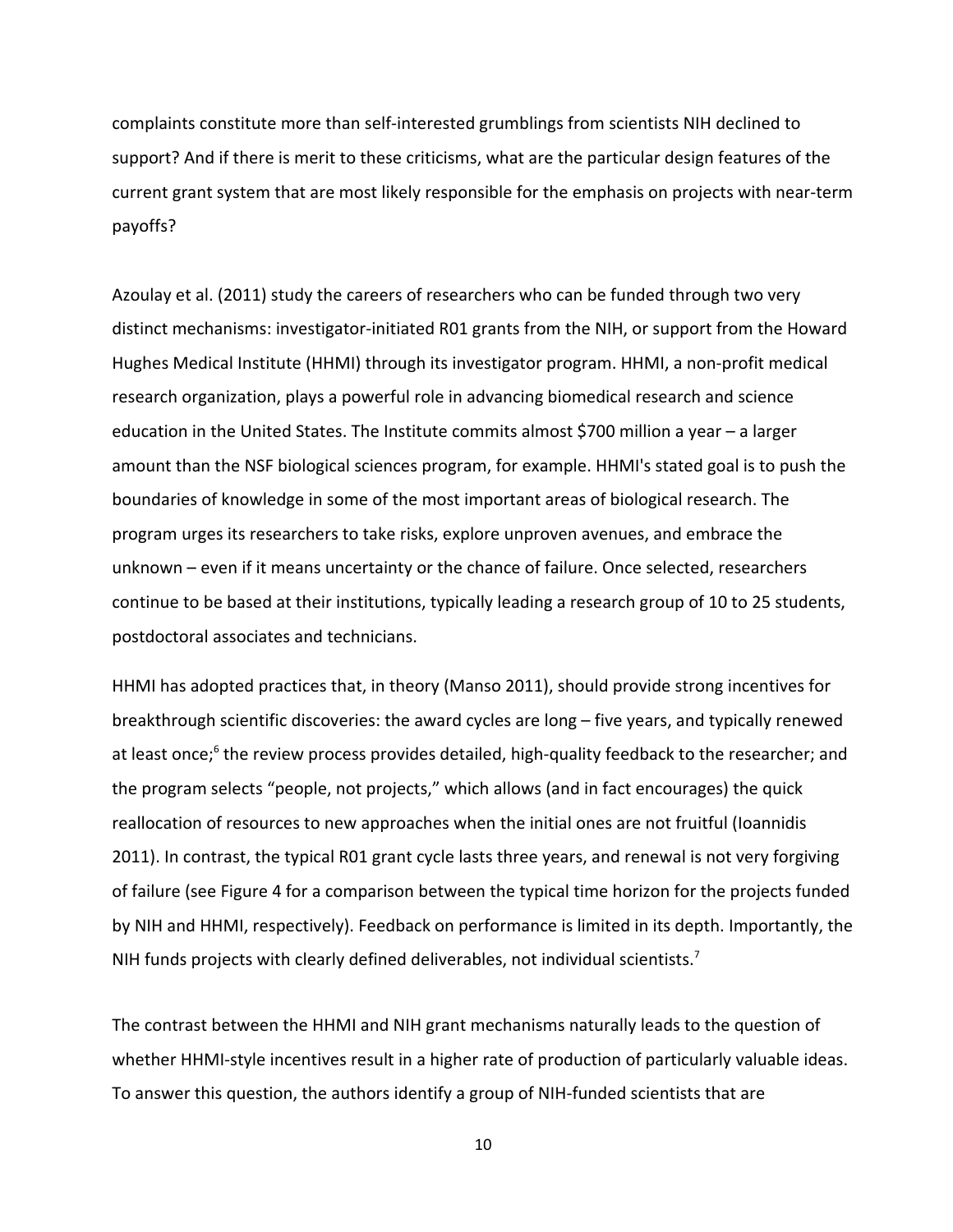complaints constitute more than self-interested grumblings from scientists NIH declined to support? And if there is merit to these criticisms, what are the particular design features of the current grant system that are most likely responsible for the emphasis on projects with near-term payoffs?

Azoulay et al. (2011) study the careers of researchers who can be funded through two very distinct mechanisms: investigator-initiated R01 grants from the NIH, or support from the Howard Hughes Medical Institute (HHMI) through its investigator program. HHMI, a non-profit medical research organization, plays a powerful role in advancing biomedical research and science education in the United States. The Institute commits almost $700 million a year – a larger amount than the NSF biological sciences program, for example. HHMI's stated goal is to push the boundaries of knowledge in some of the most important areas of biological research. The program urges its researchers to take risks, explore unproven avenues, and embrace the unknown – even if it means uncertainty or the chance of failure. Once selected, researchers continue to be based at their institutions, typically leading a research group of 10 to 25 students, postdoctoral associates and technicians.

HHMI has adopted practices that, in theory (Manso 2011), should provide strong incentives for breakthrough scientific discoveries: the award cycles are long – five years, and typically renewed at least once;[6] the review process provides detailed, high-quality feedback to the researcher; and the program selects "people, not projects," which allows (and in fact encourages) the quick reallocation of resources to new approaches when the initial ones are not fruitful (Ioannidis 2011). In contrast, the typical R01 grant cycle lasts three years, and renewal is not very forgiving of failure (see Figure 4 for a comparison between the typical time horizon for the projects funded by NIH and HHMI, respectively). Feedback on performance is limited in its depth. Importantly, the NIH funds projects with clearly defined deliverables, not individual scientists.[7]

The contrast between the HHMI and NIH grant mechanisms naturally leads to the question of whether HHMI-style incentives result in a higher rate of production of particularly valuable ideas. To answer this question, the authors identify a group of NIH-funded scientists that are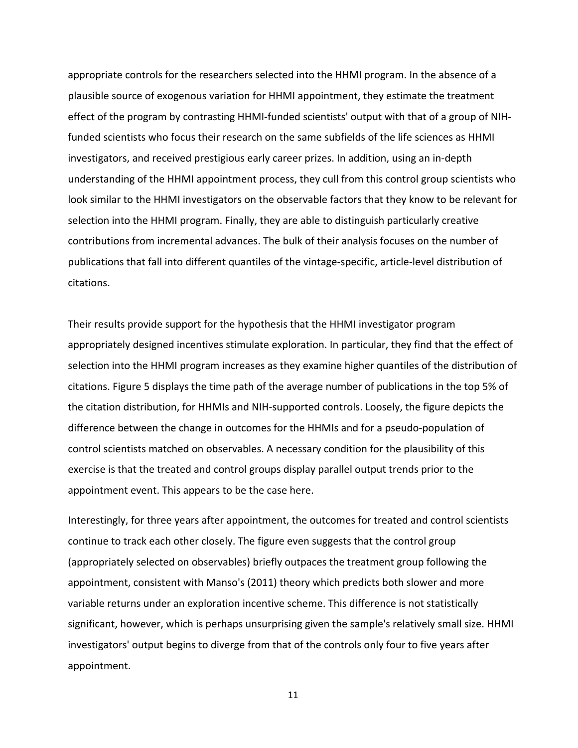appropriate controls for the researchers selected into the HHMI program. In the absence of a plausible source of exogenous variation for HHMI appointment, they estimate the treatment effect of the program by contrasting HHMI-funded scientists' output with that of a group of NIH-funded scientists who focus their research on the same subfields of the life sciences as HHMI investigators, and received prestigious early career prizes. In addition, using an in-depth understanding of the HHMI appointment process, they cull from this control group scientists who look similar to the HHMI investigators on the observable factors that they know to be relevant for selection into the HHMI program. Finally, they are able to distinguish particularly creative contributions from incremental advances. The bulk of their analysis focuses on the number of publications that fall into different quantiles of the vintage-specific, article-level distribution of citations.

Their results provide support for the hypothesis that the HHMI investigator program appropriately designed incentives stimulate exploration. In particular, they find that the effect of selection into the HHMI program increases as they examine higher quantiles of the distribution of citations. Figure 5 displays the time path of the average number of publications in the top 5% of the citation distribution, for HHMIs and NIH-supported controls. Loosely, the figure depicts the difference between the change in outcomes for the HHMIs and for a pseudo-population of control scientists matched on observables. A necessary condition for the plausibility of this exercise is that the treated and control groups display parallel output trends prior to the appointment event. This appears to be the case here.

Interestingly, for three years after appointment, the outcomes for treated and control scientists continue to track each other closely. The figure even suggests that the control group (appropriately selected on observables) briefly outpaces the treatment group following the appointment, consistent with Manso's (2011) theory which predicts both slower and more variable returns under an exploration incentive scheme. This difference is not statistically significant, however, which is perhaps unsurprising given the sample's relatively small size. HHMI investigators' output begins to diverge from that of the controls only four to five years after appointment.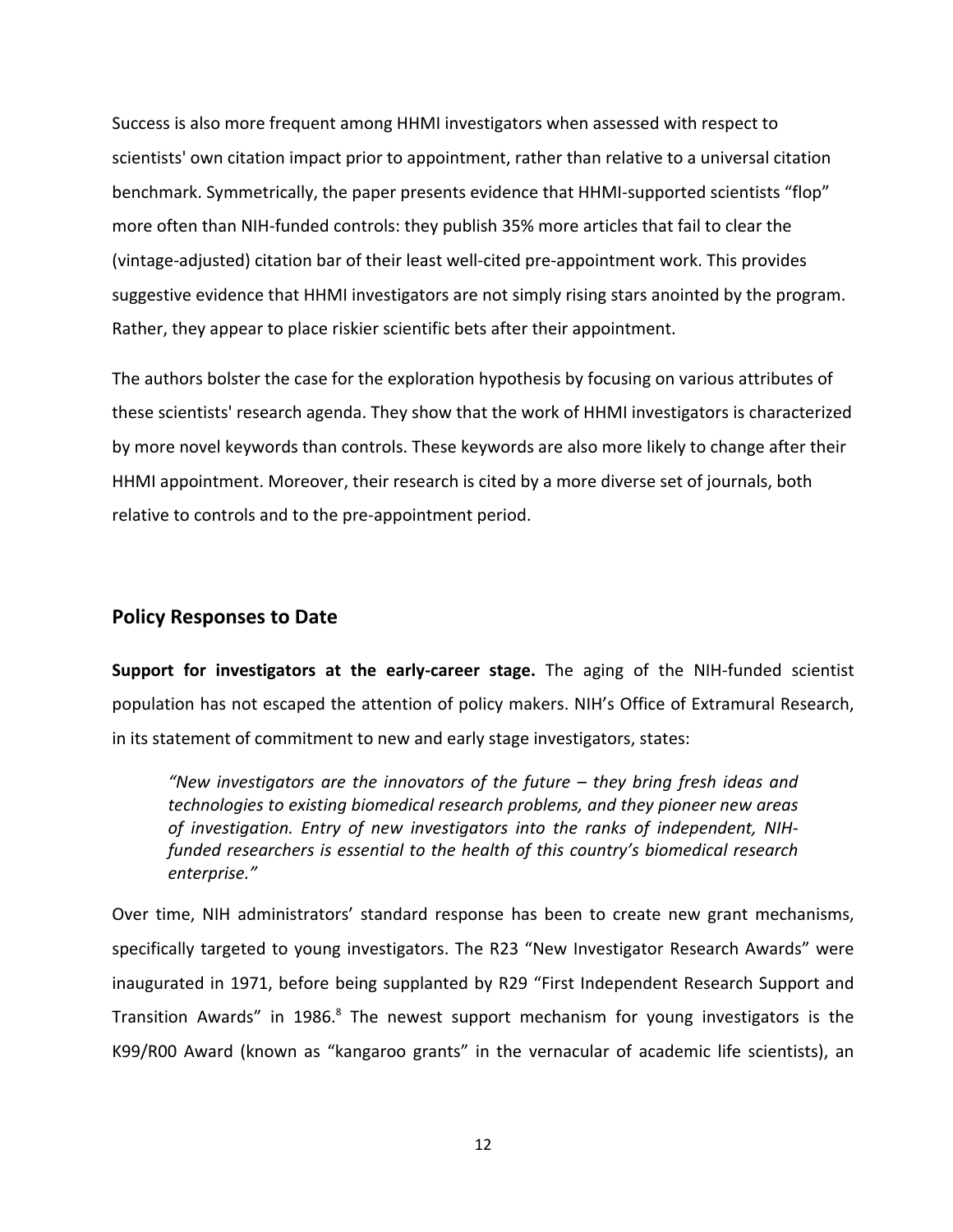Success is also more frequent among HHMI investigators when assessed with respect to scientists' own citation impact prior to appointment, rather than relative to a universal citation benchmark. Symmetrically, the paper presents evidence that HHMI-supported scientists "flop" more often than NIH-funded controls: they publish 35% more articles that fail to clear the (vintage-adjusted) citation bar of their least well-cited pre-appointment work. This provides suggestive evidence that HHMI investigators are not simply rising stars anointed by the program. Rather, they appear to place riskier scientific bets after their appointment.

The authors bolster the case for the exploration hypothesis by focusing on various attributes of these scientists' research agenda. They show that the work of HHMI investigators is characterized by more novel keywords than controls. These keywords are also more likely to change after their HHMI appointment. Moreover, their research is cited by a more diverse set of journals, both relative to controls and to the pre-appointment period.

## Policy Responses to Date

**Support for investigators at the early-career stage.** The aging of the NIH-funded scientist population has not escaped the attention of policy makers. NIH's Office of Extramural Research, in its statement of commitment to new and early stage investigators, states:

> *"New investigators are the innovators of the future – they bring fresh ideas and technologies to existing biomedical research problems, and they pioneer new areas of investigation. Entry of new investigators into the ranks of independent, NIH-funded researchers is essential to the health of this country's biomedical research enterprise."*

Over time, NIH administrators' standard response has been to create new grant mechanisms, specifically targeted to young investigators. The R23 "New Investigator Research Awards" were inaugurated in 1971, before being supplanted by R29 "First Independent Research Support and Transition Awards" in 1986.[8] The newest support mechanism for young investigators is the K99/R00 Award (known as "kangaroo grants" in the vernacular of academic life scientists), an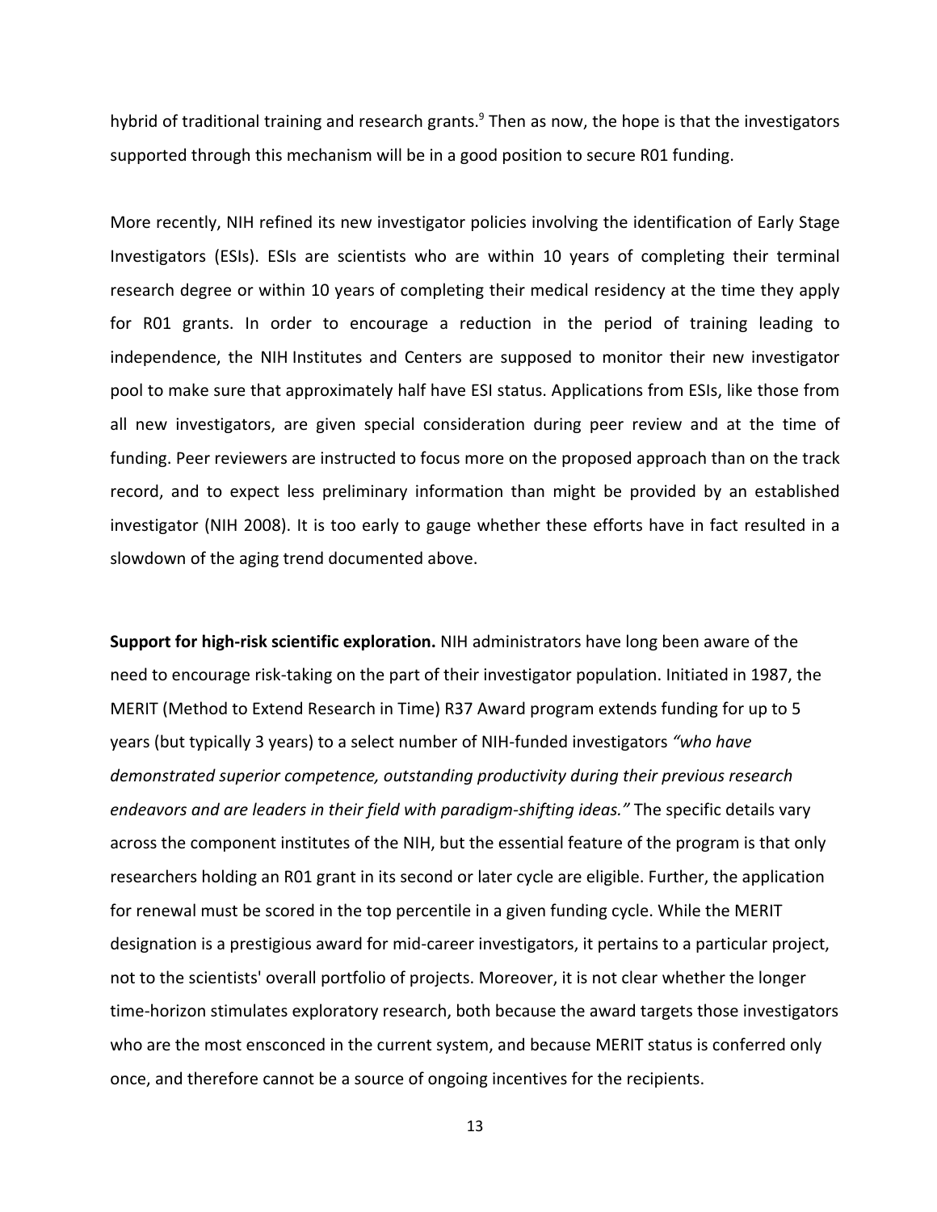hybrid of traditional training and research grants.[9] Then as now, the hope is that the investigators supported through this mechanism will be in a good position to secure R01 funding.

More recently, NIH refined its new investigator policies involving the identification of Early Stage Investigators (ESIs). ESIs are scientists who are within 10 years of completing their terminal research degree or within 10 years of completing their medical residency at the time they apply for R01 grants. In order to encourage a reduction in the period of training leading to independence, the NIH Institutes and Centers are supposed to monitor their new investigator pool to make sure that approximately half have ESI status. Applications from ESIs, like those from all new investigators, are given special consideration during peer review and at the time of funding. Peer reviewers are instructed to focus more on the proposed approach than on the track record, and to expect less preliminary information than might be provided by an established investigator (NIH 2008). It is too early to gauge whether these efforts have in fact resulted in a slowdown of the aging trend documented above.

**Support for high-risk scientific exploration.** NIH administrators have long been aware of the need to encourage risk-taking on the part of their investigator population. Initiated in 1987, the MERIT (Method to Extend Research in Time) R37 Award program extends funding for up to 5 years (but typically 3 years) to a select number of NIH-funded investigators *"who have demonstrated superior competence, outstanding productivity during their previous research endeavors and are leaders in their field with paradigm-shifting ideas."* The specific details vary across the component institutes of the NIH, but the essential feature of the program is that only researchers holding an R01 grant in its second or later cycle are eligible. Further, the application for renewal must be scored in the top percentile in a given funding cycle. While the MERIT designation is a prestigious award for mid-career investigators, it pertains to a particular project, not to the scientists' overall portfolio of projects. Moreover, it is not clear whether the longer time-horizon stimulates exploratory research, both because the award targets those investigators who are the most ensconced in the current system, and because MERIT status is conferred only once, and therefore cannot be a source of ongoing incentives for the recipients.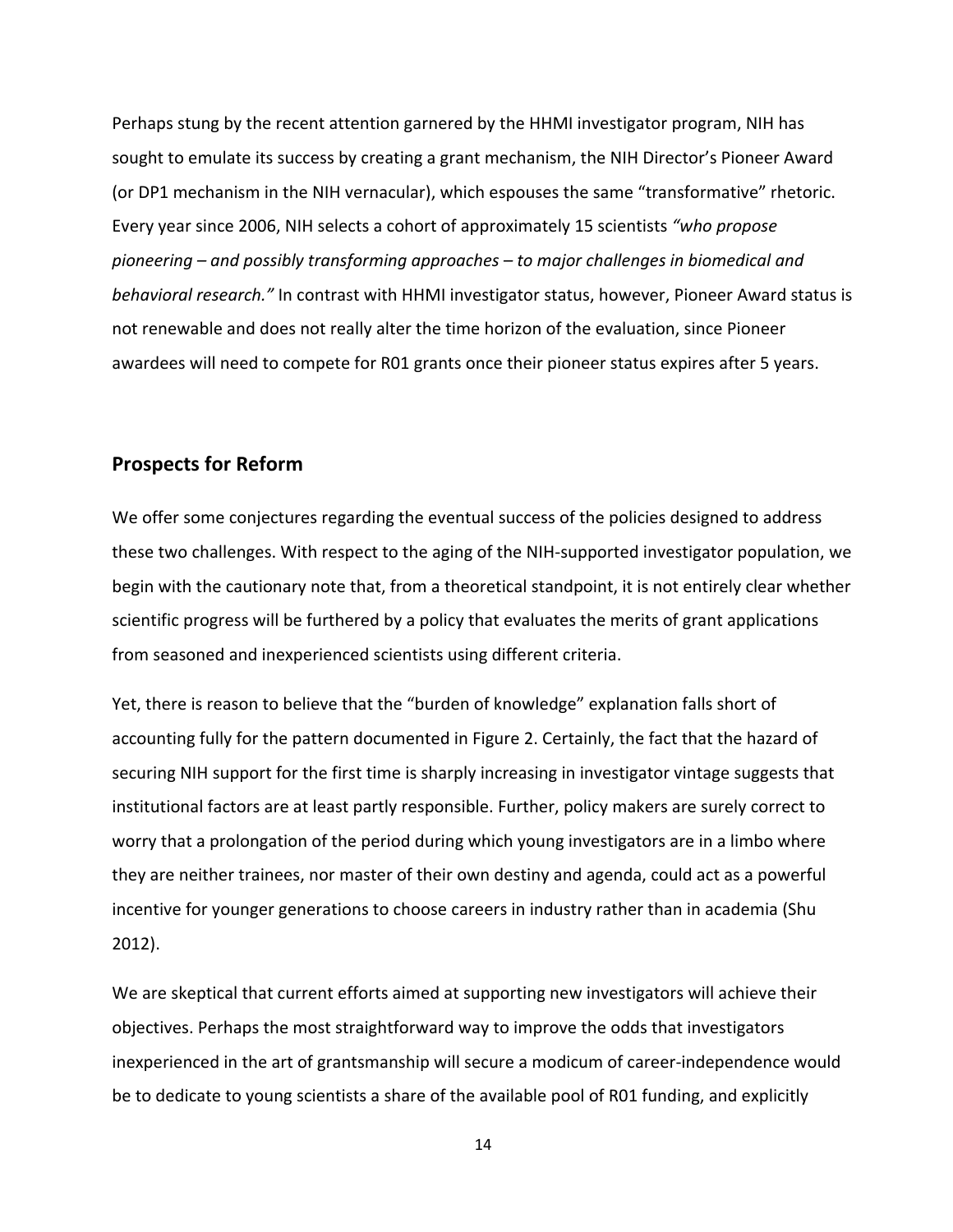Perhaps stung by the recent attention garnered by the HHMI investigator program, NIH has sought to emulate its success by creating a grant mechanism, the NIH Director's Pioneer Award (or DP1 mechanism in the NIH vernacular), which espouses the same "transformative" rhetoric. Every year since 2006, NIH selects a cohort of approximately 15 scientists *"who propose pioneering – and possibly transforming approaches – to major challenges in biomedical and behavioral research."* In contrast with HHMI investigator status, however, Pioneer Award status is not renewable and does not really alter the time horizon of the evaluation, since Pioneer awardees will need to compete for R01 grants once their pioneer status expires after 5 years.

## Prospects for Reform

We offer some conjectures regarding the eventual success of the policies designed to address these two challenges. With respect to the aging of the NIH-supported investigator population, we begin with the cautionary note that, from a theoretical standpoint, it is not entirely clear whether scientific progress will be furthered by a policy that evaluates the merits of grant applications from seasoned and inexperienced scientists using different criteria.

Yet, there is reason to believe that the "burden of knowledge" explanation falls short of accounting fully for the pattern documented in Figure 2. Certainly, the fact that the hazard of securing NIH support for the first time is sharply increasing in investigator vintage suggests that institutional factors are at least partly responsible. Further, policy makers are surely correct to worry that a prolongation of the period during which young investigators are in a limbo where they are neither trainees, nor master of their own destiny and agenda, could act as a powerful incentive for younger generations to choose careers in industry rather than in academia (Shu 2012).

We are skeptical that current efforts aimed at supporting new investigators will achieve their objectives. Perhaps the most straightforward way to improve the odds that investigators inexperienced in the art of grantsmanship will secure a modicum of career-independence would be to dedicate to young scientists a share of the available pool of R01 funding, and explicitly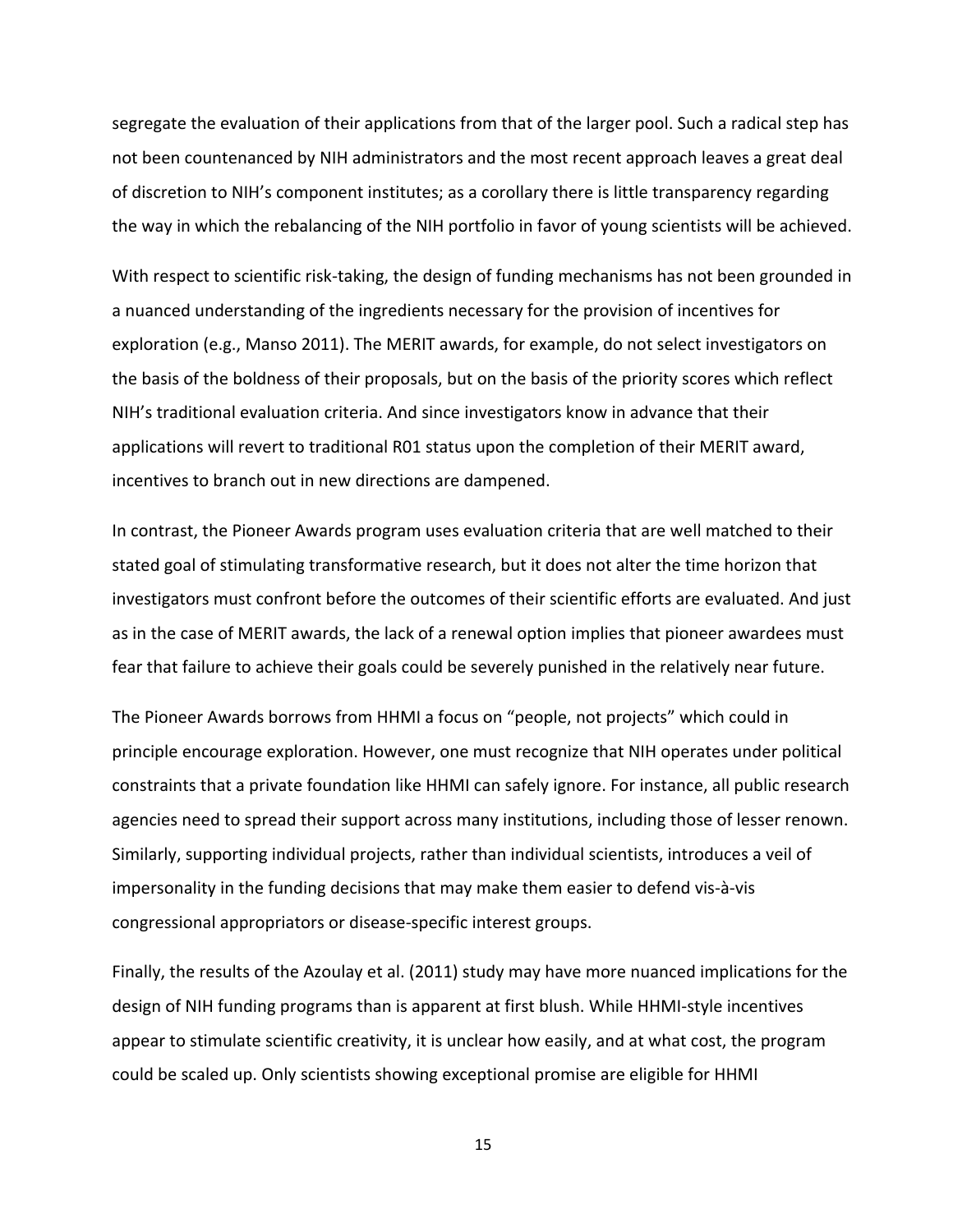segregate the evaluation of their applications from that of the larger pool. Such a radical step has not been countenanced by NIH administrators and the most recent approach leaves a great deal of discretion to NIH's component institutes; as a corollary there is little transparency regarding the way in which the rebalancing of the NIH portfolio in favor of young scientists will be achieved.

With respect to scientific risk-taking, the design of funding mechanisms has not been grounded in a nuanced understanding of the ingredients necessary for the provision of incentives for exploration (e.g., Manso 2011). The MERIT awards, for example, do not select investigators on the basis of the boldness of their proposals, but on the basis of the priority scores which reflect NIH's traditional evaluation criteria. And since investigators know in advance that their applications will revert to traditional R01 status upon the completion of their MERIT award, incentives to branch out in new directions are dampened.

In contrast, the Pioneer Awards program uses evaluation criteria that are well matched to their stated goal of stimulating transformative research, but it does not alter the time horizon that investigators must confront before the outcomes of their scientific efforts are evaluated. And just as in the case of MERIT awards, the lack of a renewal option implies that pioneer awardees must fear that failure to achieve their goals could be severely punished in the relatively near future.

The Pioneer Awards borrows from HHMI a focus on "people, not projects" which could in principle encourage exploration. However, one must recognize that NIH operates under political constraints that a private foundation like HHMI can safely ignore. For instance, all public research agencies need to spread their support across many institutions, including those of lesser renown. Similarly, supporting individual projects, rather than individual scientists, introduces a veil of impersonality in the funding decisions that may make them easier to defend vis-à-vis congressional appropriators or disease-specific interest groups.

Finally, the results of the Azoulay et al. (2011) study may have more nuanced implications for the design of NIH funding programs than is apparent at first blush. While HHMI-style incentives appear to stimulate scientific creativity, it is unclear how easily, and at what cost, the program could be scaled up. Only scientists showing exceptional promise are eligible for HHMI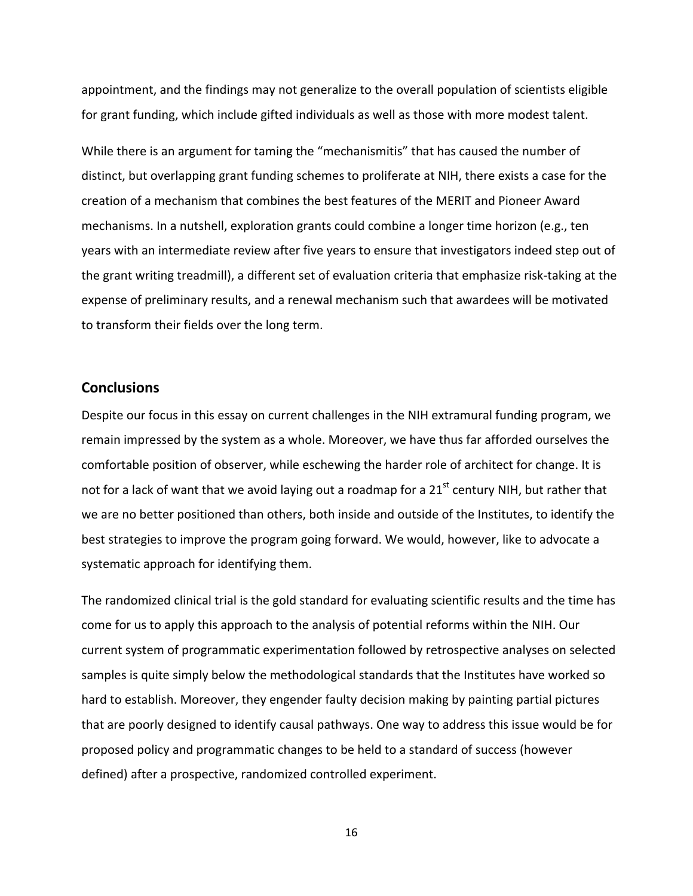appointment, and the findings may not generalize to the overall population of scientists eligible for grant funding, which include gifted individuals as well as those with more modest talent.

While there is an argument for taming the "mechanismitis" that has caused the number of distinct, but overlapping grant funding schemes to proliferate at NIH, there exists a case for the creation of a mechanism that combines the best features of the MERIT and Pioneer Award mechanisms. In a nutshell, exploration grants could combine a longer time horizon (e.g., ten years with an intermediate review after five years to ensure that investigators indeed step out of the grant writing treadmill), a different set of evaluation criteria that emphasize risk-taking at the expense of preliminary results, and a renewal mechanism such that awardees will be motivated to transform their fields over the long term.

## Conclusions

Despite our focus in this essay on current challenges in the NIH extramural funding program, we remain impressed by the system as a whole. Moreover, we have thus far afforded ourselves the comfortable position of observer, while eschewing the harder role of architect for change. It is not for a lack of want that we avoid laying out a roadmap for a 21st century NIH, but rather that we are no better positioned than others, both inside and outside of the Institutes, to identify the best strategies to improve the program going forward. We would, however, like to advocate a systematic approach for identifying them.

The randomized clinical trial is the gold standard for evaluating scientific results and the time has come for us to apply this approach to the analysis of potential reforms within the NIH. Our current system of programmatic experimentation followed by retrospective analyses on selected samples is quite simply below the methodological standards that the Institutes have worked so hard to establish. Moreover, they engender faulty decision making by painting partial pictures that are poorly designed to identify causal pathways. One way to address this issue would be for proposed policy and programmatic changes to be held to a standard of success (however defined) after a prospective, randomized controlled experiment.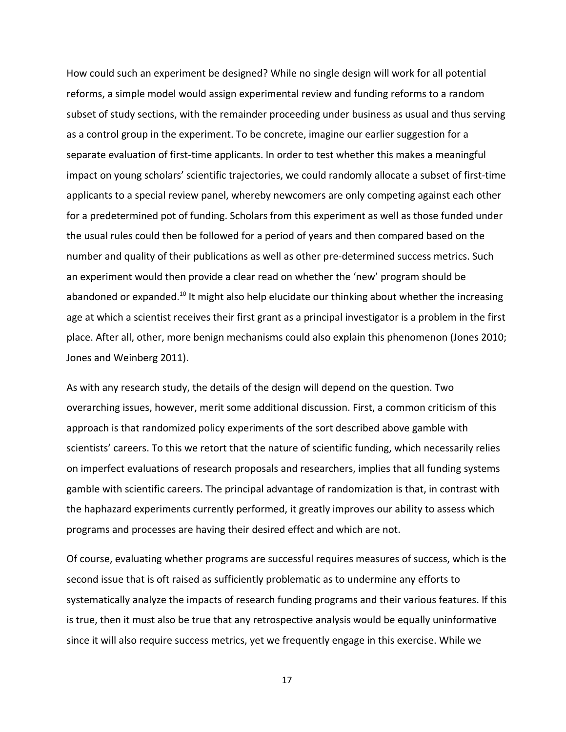How could such an experiment be designed? While no single design will work for all potential reforms, a simple model would assign experimental review and funding reforms to a random subset of study sections, with the remainder proceeding under business as usual and thus serving as a control group in the experiment. To be concrete, imagine our earlier suggestion for a separate evaluation of first-time applicants. In order to test whether this makes a meaningful impact on young scholars' scientific trajectories, we could randomly allocate a subset of first-time applicants to a special review panel, whereby newcomers are only competing against each other for a predetermined pot of funding. Scholars from this experiment as well as those funded under the usual rules could then be followed for a period of years and then compared based on the number and quality of their publications as well as other pre-determined success metrics. Such an experiment would then provide a clear read on whether the 'new' program should be abandoned or expanded.[10] It might also help elucidate our thinking about whether the increasing age at which a scientist receives their first grant as a principal investigator is a problem in the first place. After all, other, more benign mechanisms could also explain this phenomenon (Jones 2010; Jones and Weinberg 2011).

As with any research study, the details of the design will depend on the question. Two overarching issues, however, merit some additional discussion. First, a common criticism of this approach is that randomized policy experiments of the sort described above gamble with scientists' careers. To this we retort that the nature of scientific funding, which necessarily relies on imperfect evaluations of research proposals and researchers, implies that all funding systems gamble with scientific careers. The principal advantage of randomization is that, in contrast with the haphazard experiments currently performed, it greatly improves our ability to assess which programs and processes are having their desired effect and which are not.

Of course, evaluating whether programs are successful requires measures of success, which is the second issue that is oft raised as sufficiently problematic as to undermine any efforts to systematically analyze the impacts of research funding programs and their various features. If this is true, then it must also be true that any retrospective analysis would be equally uninformative since it will also require success metrics, yet we frequently engage in this exercise. While we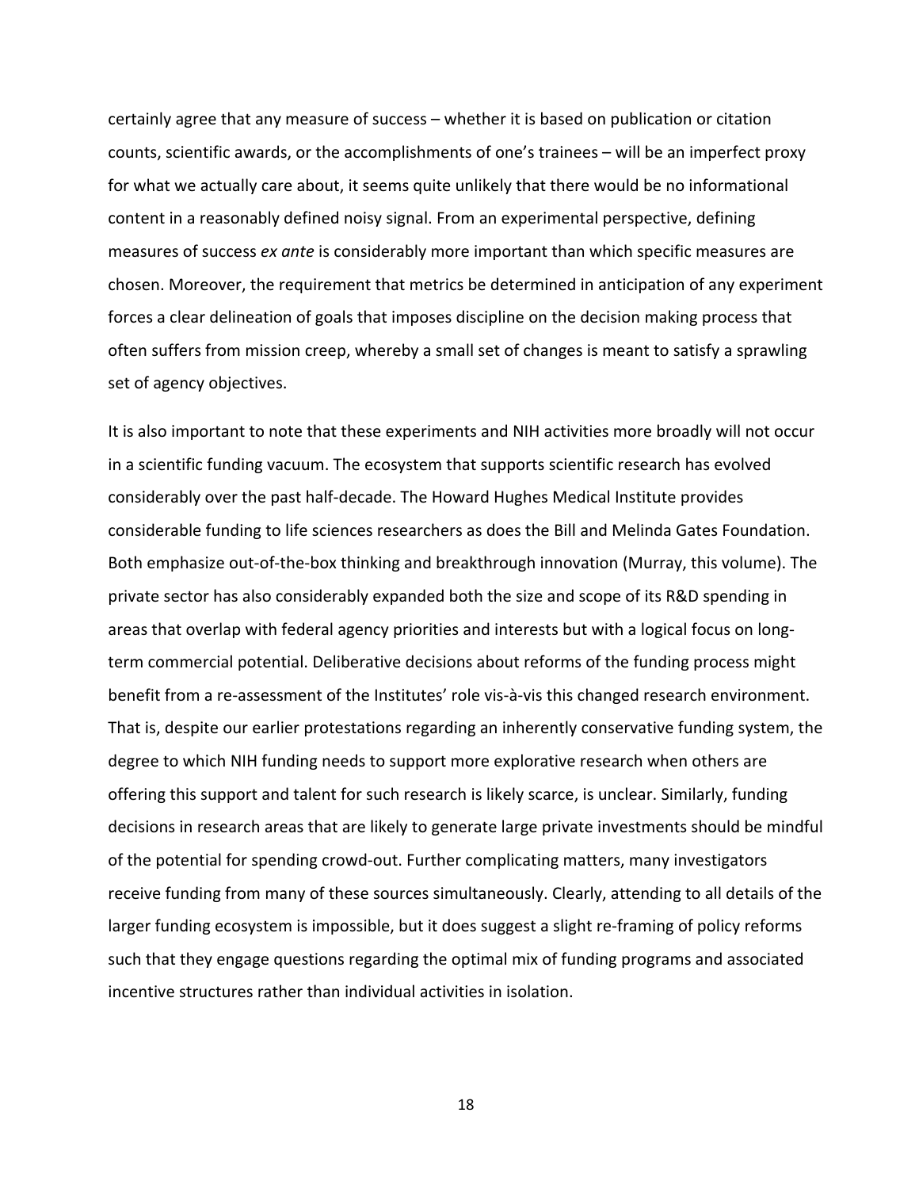certainly agree that any measure of success – whether it is based on publication or citation counts, scientific awards, or the accomplishments of one's trainees – will be an imperfect proxy for what we actually care about, it seems quite unlikely that there would be no informational content in a reasonably defined noisy signal. From an experimental perspective, defining measures of success *ex ante* is considerably more important than which specific measures are chosen. Moreover, the requirement that metrics be determined in anticipation of any experiment forces a clear delineation of goals that imposes discipline on the decision making process that often suffers from mission creep, whereby a small set of changes is meant to satisfy a sprawling set of agency objectives.

It is also important to note that these experiments and NIH activities more broadly will not occur in a scientific funding vacuum. The ecosystem that supports scientific research has evolved considerably over the past half-decade. The Howard Hughes Medical Institute provides considerable funding to life sciences researchers as does the Bill and Melinda Gates Foundation. Both emphasize out-of-the-box thinking and breakthrough innovation (Murray, this volume). The private sector has also considerably expanded both the size and scope of its R&D spending in areas that overlap with federal agency priorities and interests but with a logical focus on long-term commercial potential. Deliberative decisions about reforms of the funding process might benefit from a re-assessment of the Institutes' role vis-à-vis this changed research environment. That is, despite our earlier protestations regarding an inherently conservative funding system, the degree to which NIH funding needs to support more explorative research when others are offering this support and talent for such research is likely scarce, is unclear. Similarly, funding decisions in research areas that are likely to generate large private investments should be mindful of the potential for spending crowd-out. Further complicating matters, many investigators receive funding from many of these sources simultaneously. Clearly, attending to all details of the larger funding ecosystem is impossible, but it does suggest a slight re-framing of policy reforms such that they engage questions regarding the optimal mix of funding programs and associated incentive structures rather than individual activities in isolation.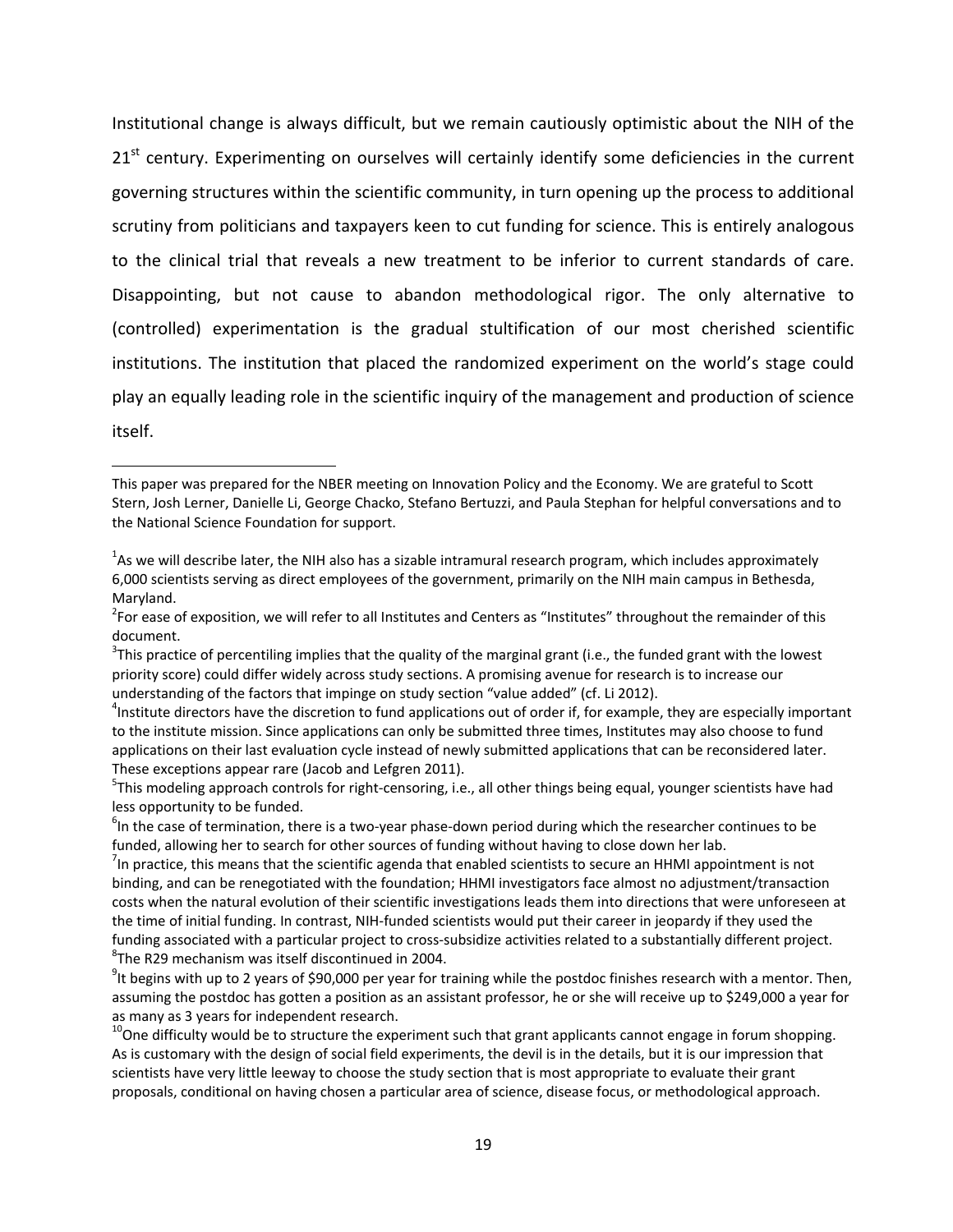Institutional change is always difficult, but we remain cautiously optimistic about the NIH of the 21st century. Experimenting on ourselves will certainly identify some deficiencies in the current governing structures within the scientific community, in turn opening up the process to additional scrutiny from politicians and taxpayers keen to cut funding for science. This is entirely analogous to the clinical trial that reveals a new treatment to be inferior to current standards of care. Disappointing, but not cause to abandon methodological rigor. The only alternative to (controlled) experimentation is the gradual stultification of our most cherished scientific institutions. The institution that placed the randomized experiment on the world's stage could play an equally leading role in the scientific inquiry of the management and production of science itself.

---

This paper was prepared for the NBER meeting on Innovation Policy and the Economy. We are grateful to Scott Stern, Josh Lerner, Danielle Li, George Chacko, Stefano Bertuzzi, and Paula Stephan for helpful conversations and to the National Science Foundation for support.

[1]As we will describe later, the NIH also has a sizable intramural research program, which includes approximately 6,000 scientists serving as direct employees of the government, primarily on the NIH main campus in Bethesda, Maryland.

[2]For ease of exposition, we will refer to all Institutes and Centers as "Institutes" throughout the remainder of this document.

[3]This practice of percentiling implies that the quality of the marginal grant (i.e., the funded grant with the lowest priority score) could differ widely across study sections. A promising avenue for research is to increase our understanding of the factors that impinge on study section "value added" (cf. Li 2012).

[4]Institute directors have the discretion to fund applications out of order if, for example, they are especially important to the institute mission. Since applications can only be submitted three times, Institutes may also choose to fund applications on their last evaluation cycle instead of newly submitted applications that can be reconsidered later. These exceptions appear rare (Jacob and Lefgren 2011).

[5]This modeling approach controls for right-censoring, i.e., all other things being equal, younger scientists have had less opportunity to be funded.

[6]In the case of termination, there is a two-year phase-down period during which the researcher continues to be funded, allowing her to search for other sources of funding without having to close down her lab.

[7]In practice, this means that the scientific agenda that enabled scientists to secure an HHMI appointment is not binding, and can be renegotiated with the foundation; HHMI investigators face almost no adjustment/transaction costs when the natural evolution of their scientific investigations leads them into directions that were unforeseen at the time of initial funding. In contrast, NIH-funded scientists would put their career in jeopardy if they used the funding associated with a particular project to cross-subsidize activities related to a substantially different project.

[8]The R29 mechanism was itself discontinued in 2004.

[9]It begins with up to 2 years of $90,000 per year for training while the postdoc finishes research with a mentor. Then, assuming the postdoc has gotten a position as an assistant professor, he or she will receive up to $249,000 a year for as many as 3 years for independent research.

[10]One difficulty would be to structure the experiment such that grant applicants cannot engage in forum shopping. As is customary with the design of social field experiments, the devil is in the details, but it is our impression that scientists have very little leeway to choose the study section that is most appropriate to evaluate their grant proposals, conditional on having chosen a particular area of science, disease focus, or methodological approach.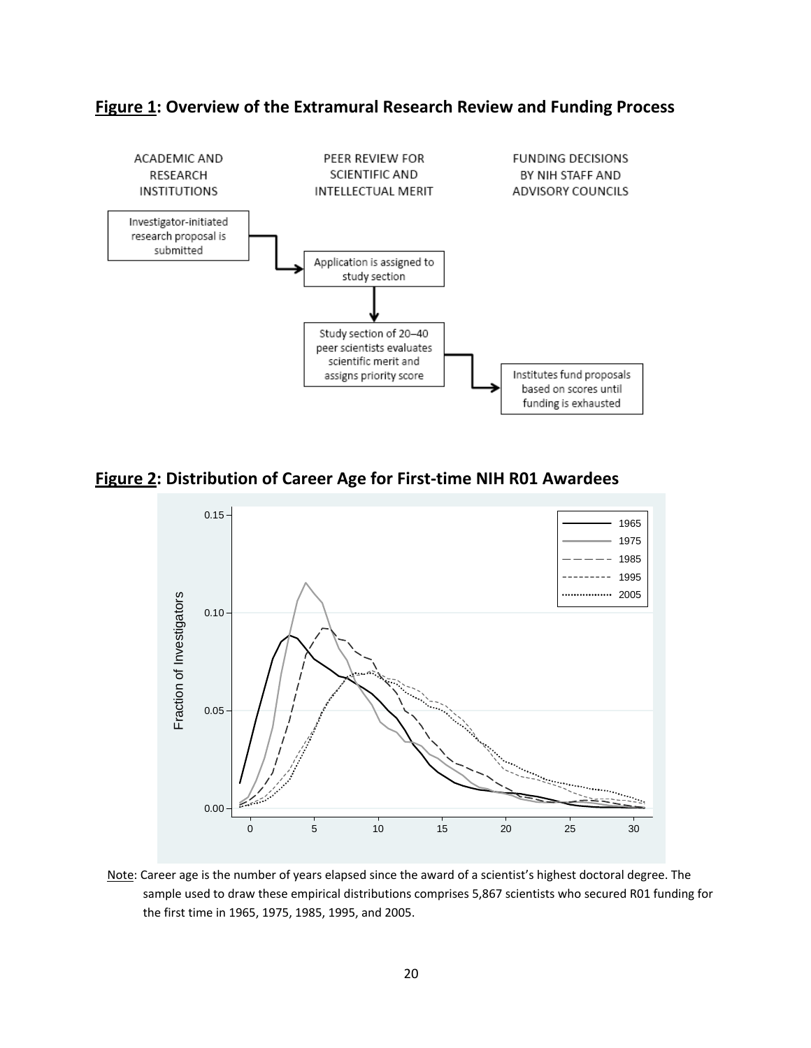**Figure 1: Overview of the Extramural Research Review and Funding Process**

ACADEMIC AND RESEARCH INSTITUTIONS

PEER REVIEW FOR SCIENTIFIC AND INTELLECTUAL MERIT

FUNDING DECISIONS BY NIH STAFF AND ADVISORY COUNCILS

Investigator-initiated research proposal is submitted → Application is assigned to study section → Study section of 20–40 peer scientists evaluates scientific merit and assigns priority score → Institutes fund proposals based on scores until funding is exhausted

**Figure 2: Distribution of Career Age for First-time NIH R01 Awardees**

Note: Career age is the number of years elapsed since the award of a scientist's highest doctoral degree. The sample used to draw these empirical distributions comprises 5,867 scientists who secured R01 funding for the first time in 1965, 1975, 1985, 1995, and 2005.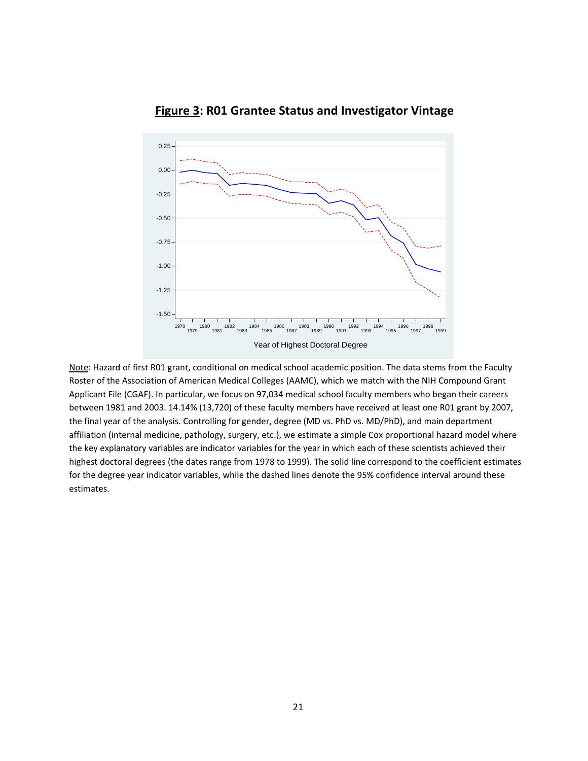## Figure 3: R01 Grantee Status and Investigator Vintage

Note: Hazard of first R01 grant, conditional on medical school academic position. The data stems from the Faculty Roster of the Association of American Medical Colleges (AAMC), which we match with the NIH Compound Grant Applicant File (CGAF). In particular, we focus on 97,034 medical school faculty members who began their careers between 1981 and 2003. 14.14% (13,720) of these faculty members have received at least one R01 grant by 2007, the final year of the analysis. Controlling for gender, degree (MD vs. PhD vs. MD/PhD), and main department affiliation (internal medicine, pathology, surgery, etc.), we estimate a simple Cox proportional hazard model where the key explanatory variables are indicator variables for the year in which each of these scientists achieved their highest doctoral degrees (the dates range from 1978 to 1999). The solid line correspond to the coefficient estimates for the degree year indicator variables, while the dashed lines denote the 95% confidence interval around these estimates.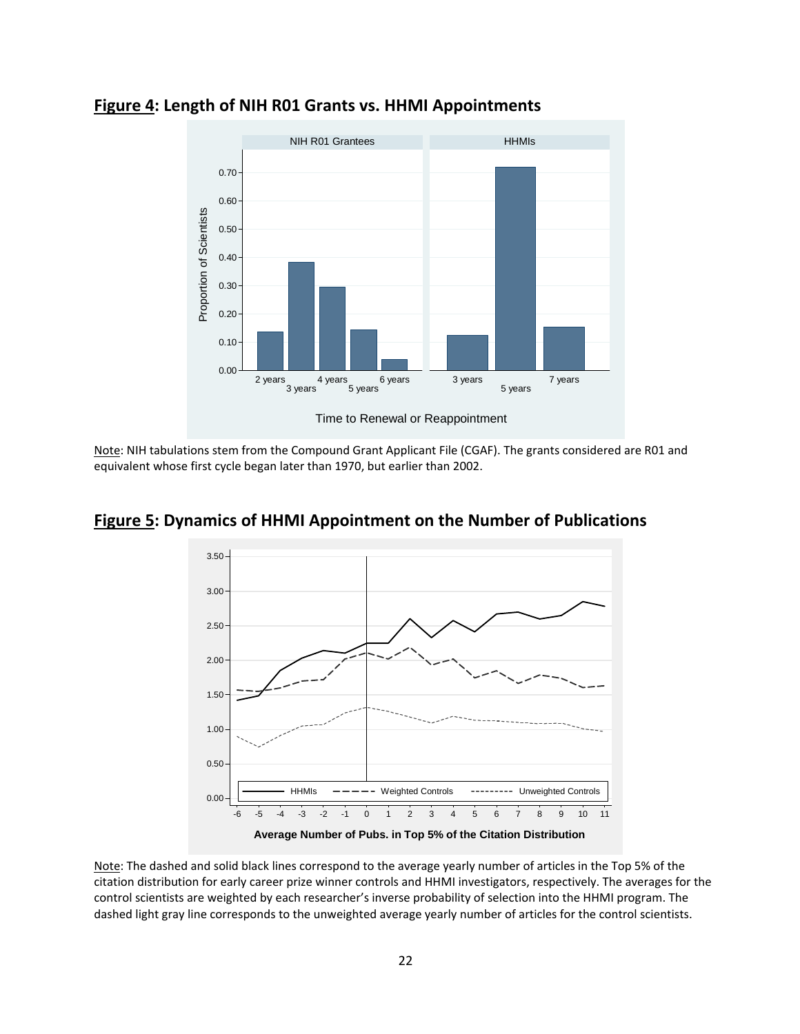## **Figure 4**: Length of NIH R01 Grants vs. HHMI Appointments

Note: NIH tabulations stem from the Compound Grant Applicant File (CGAF). The grants considered are R01 and equivalent whose first cycle began later than 1970, but earlier than 2002.

## **Figure 5**: Dynamics of HHMI Appointment on the Number of Publications

Note: The dashed and solid black lines correspond to the average yearly number of articles in the Top 5% of the citation distribution for early career prize winner controls and HHMI investigators, respectively. The averages for the control scientists are weighted by each researcher's inverse probability of selection into the HHMI program. The dashed light gray line corresponds to the unweighted average yearly number of articles for the control scientists.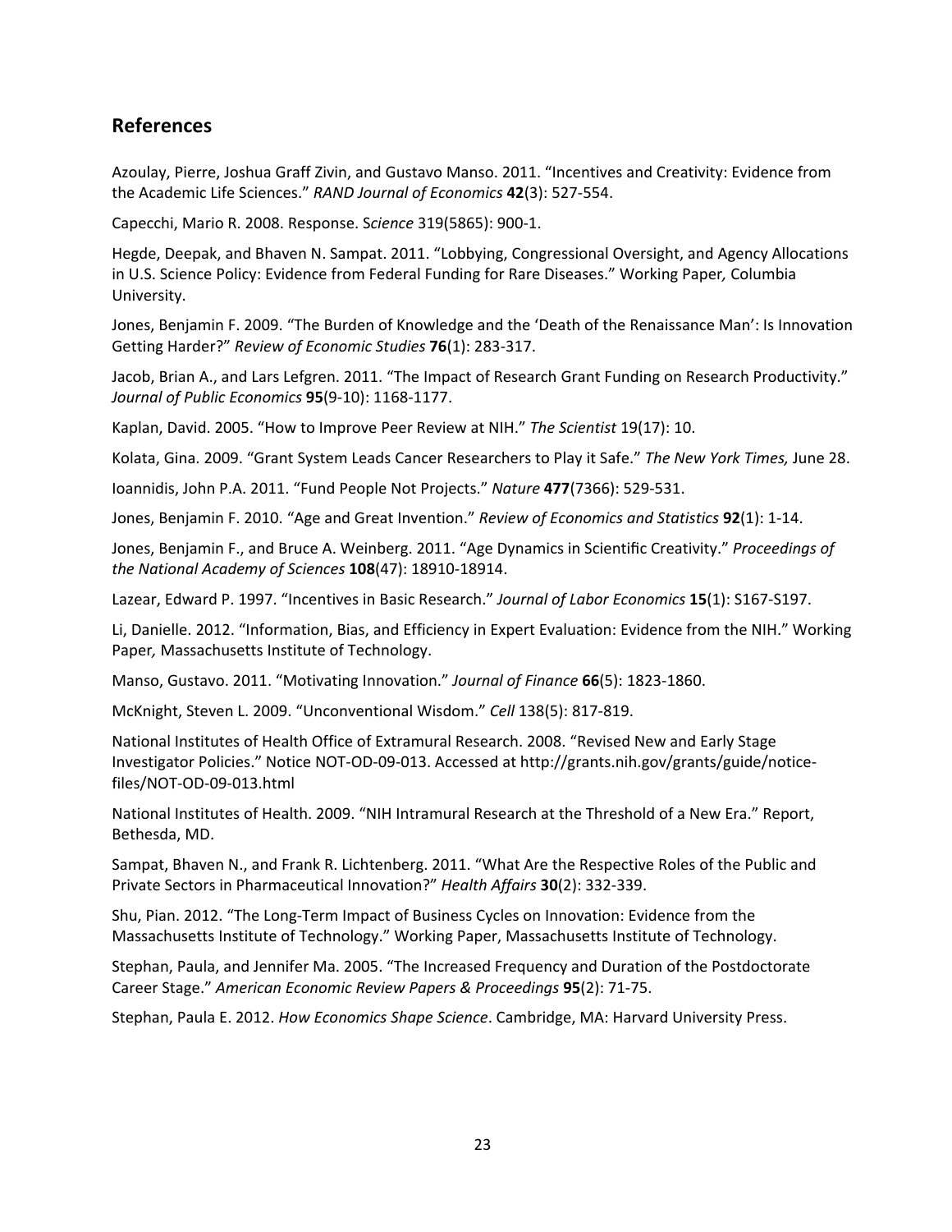## References

Azoulay, Pierre, Joshua Graff Zivin, and Gustavo Manso. 2011. "Incentives and Creativity: Evidence from the Academic Life Sciences." *RAND Journal of Economics* **42**(3): 527-554.

Capecchi, Mario R. 2008. Response. S*cience* 319(5865): 900-1.

Hegde, Deepak, and Bhaven N. Sampat. 2011. "Lobbying, Congressional Oversight, and Agency Allocations in U.S. Science Policy: Evidence from Federal Funding for Rare Diseases." Working Paper*,* Columbia University.

Jones, Benjamin F. 2009. "The Burden of Knowledge and the 'Death of the Renaissance Man': Is Innovation Getting Harder?" *Review of Economic Studies* **76**(1): 283-317.

Jacob, Brian A., and Lars Lefgren. 2011. "The Impact of Research Grant Funding on Research Productivity." *Journal of Public Economics* **95**(9-10): 1168-1177.

Kaplan, David. 2005. "How to Improve Peer Review at NIH." *The Scientist* 19(17): 10.

Kolata, Gina. 2009. "Grant System Leads Cancer Researchers to Play it Safe." *The New York Times,* June 28.

Ioannidis, John P.A. 2011. "Fund People Not Projects." *Nature* **477**(7366): 529-531.

Jones, Benjamin F. 2010. "Age and Great Invention." *Review of Economics and Statistics* **92**(1): 1-14.

Jones, Benjamin F., and Bruce A. Weinberg. 2011. "Age Dynamics in Scientific Creativity." *Proceedings of the National Academy of Sciences* **108**(47): 18910-18914.

Lazear, Edward P. 1997. "Incentives in Basic Research." *Journal of Labor Economics* **15**(1): S167-S197.

Li, Danielle. 2012. "Information, Bias, and Efficiency in Expert Evaluation: Evidence from the NIH." Working Paper*,* Massachusetts Institute of Technology.

Manso, Gustavo. 2011. "Motivating Innovation." *Journal of Finance* **66**(5): 1823-1860.

McKnight, Steven L. 2009. "Unconventional Wisdom." *Cell* 138(5): 817-819.

National Institutes of Health Office of Extramural Research. 2008. "Revised New and Early Stage Investigator Policies." Notice NOT-OD-09-013. Accessed at http://grants.nih.gov/grants/guide/notice-files/NOT-OD-09-013.html

National Institutes of Health. 2009. "NIH Intramural Research at the Threshold of a New Era." Report, Bethesda, MD.

Sampat, Bhaven N., and Frank R. Lichtenberg. 2011. "What Are the Respective Roles of the Public and Private Sectors in Pharmaceutical Innovation?" *Health Affairs* **30**(2): 332-339.

Shu, Pian. 2012. "The Long-Term Impact of Business Cycles on Innovation: Evidence from the Massachusetts Institute of Technology." Working Paper, Massachusetts Institute of Technology.

Stephan, Paula, and Jennifer Ma. 2005. "The Increased Frequency and Duration of the Postdoctorate Career Stage." *American Economic Review Papers & Proceedings* **95**(2): 71-75.

Stephan, Paula E. 2012. *How Economics Shape Science*. Cambridge, MA: Harvard University Press.